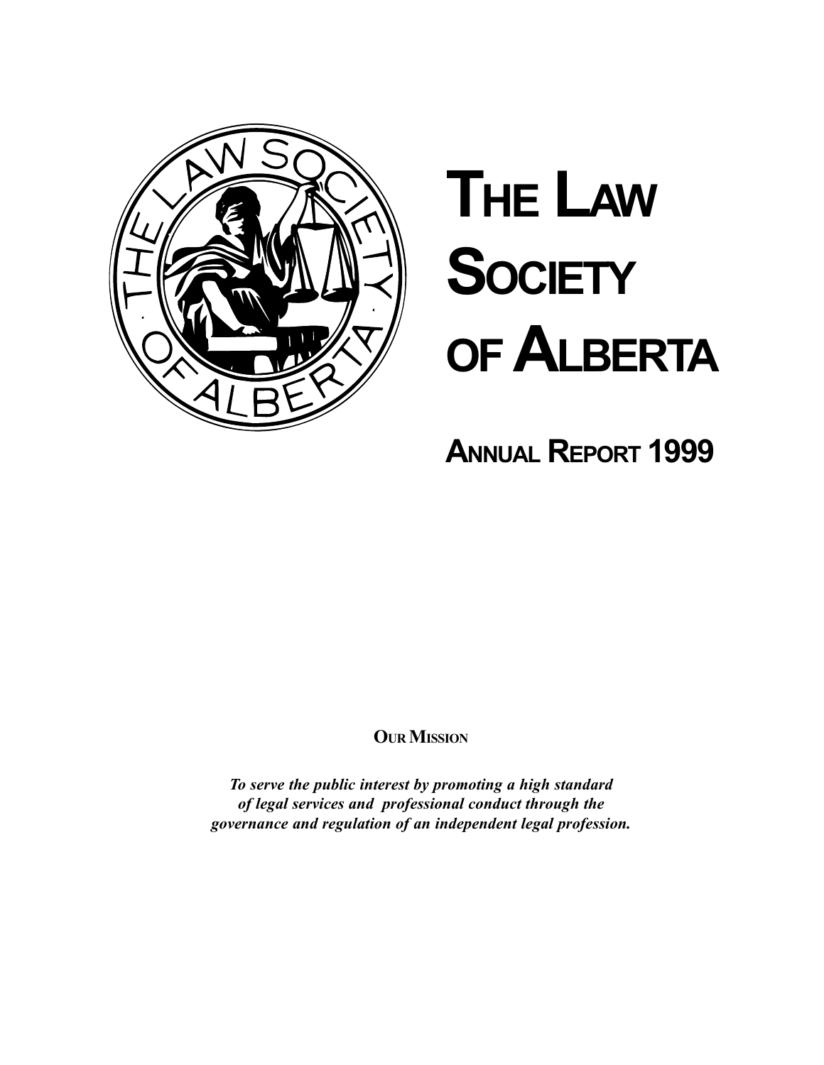# The Law Society of Alberta

## Annual Report 1999

**Our Mission**

***To serve the public interest by promoting a high standard of legal services and professional conduct through the governance and regulation of an independent legal profession.***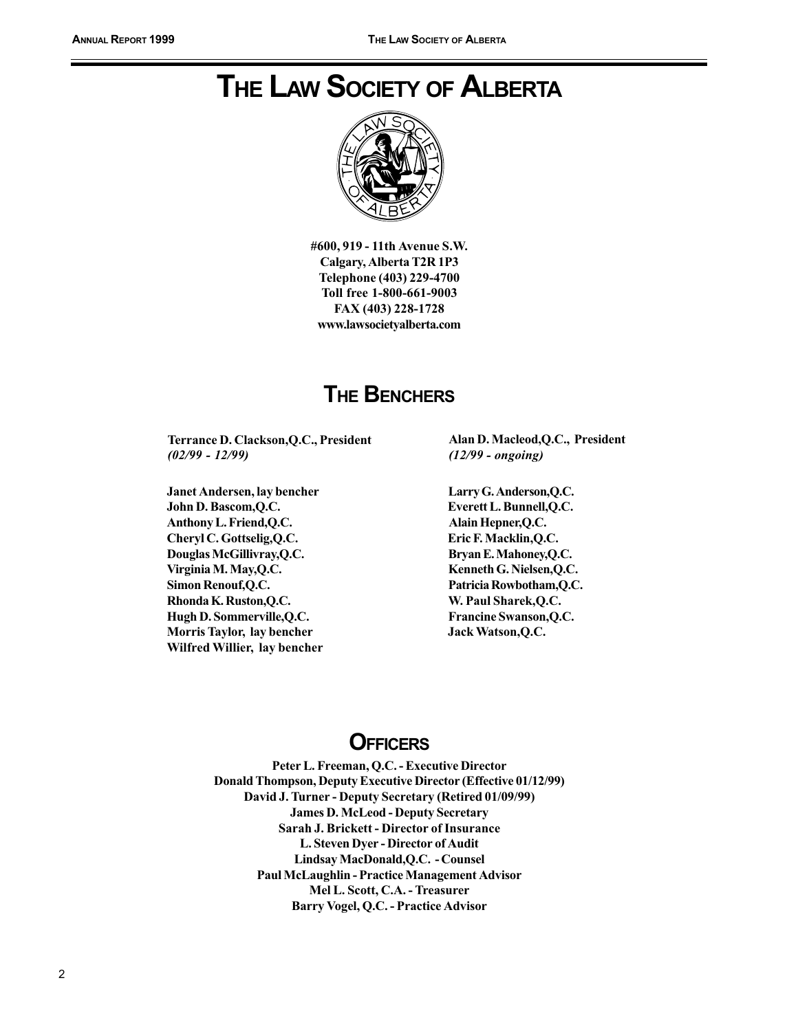# THE LAW SOCIETY OF ALBERTA

**#600, 919 - 11th Avenue S.W.**
**Calgary, Alberta T2R 1P3**
**Telephone (403) 229-4700**
**Toll free 1-800-661-9003**
**FAX (403) 228-1728**
**www.lawsocietyalberta.com**

## THE BENCHERS

**Terrance D. Clackson,Q.C., President**
***(02/99 - 12/99)***

**Alan D. Macleod,Q.C., President**
***(12/99 - ongoing)***

**Janet Andersen, lay bencher**
**John D. Bascom,Q.C.**
**Anthony L. Friend,Q.C.**
**Cheryl C. Gottselig,Q.C.**
**Douglas McGillivray,Q.C.**
**Virginia M. May,Q.C.**
**Simon Renouf,Q.C.**
**Rhonda K. Ruston,Q.C.**
**Hugh D. Sommerville,Q.C.**
**Morris Taylor, lay bencher**
**Wilfred Willier, lay bencher**

**Larry G. Anderson,Q.C.**
**Everett L. Bunnell,Q.C.**
**Alain Hepner,Q.C.**
**Eric F. Macklin,Q.C.**
**Bryan E. Mahoney,Q.C.**
**Kenneth G. Nielsen,Q.C.**
**Patricia Rowbotham,Q.C.**
**W. Paul Sharek,Q.C.**
**Francine Swanson,Q.C.**
**Jack Watson,Q.C.**

## OFFICERS

**Peter L. Freeman, Q.C. - Executive Director**
**Donald Thompson, Deputy Executive Director (Effective 01/12/99)**
**David J. Turner - Deputy Secretary (Retired 01/09/99)**
**James D. McLeod - Deputy Secretary**
**Sarah J. Brickett - Director of Insurance**
**L. Steven Dyer - Director of Audit**
**Lindsay MacDonald,Q.C. - Counsel**
**Paul McLaughlin - Practice Management Advisor**
**Mel L. Scott, C.A. - Treasurer**
**Barry Vogel, Q.C. - Practice Advisor**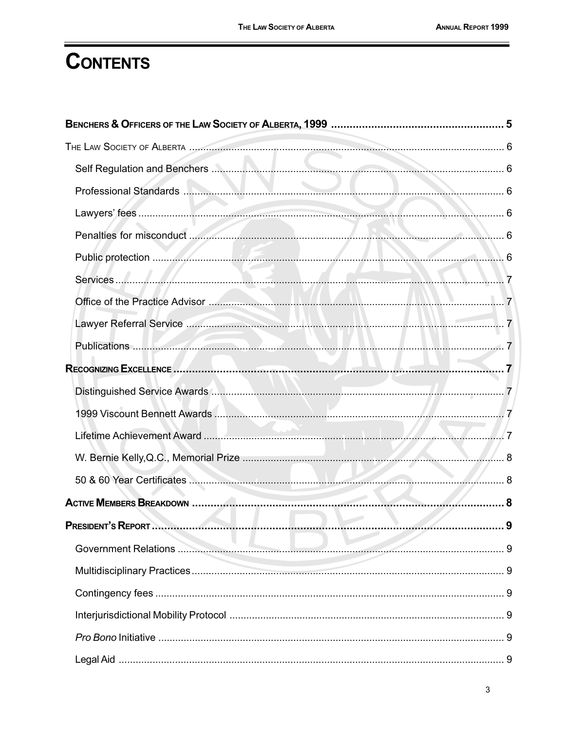# CONTENTS

**BENCHERS & OFFICERS OF THE LAW SOCIETY OF ALBERTA, 1999** ........ 5

THE LAW SOCIETY OF ALBERTA ........ 6

- Self Regulation and Benchers ........ 6
- Professional Standards ........ 6
- Lawyers' fees ........ 6
- Penalties for misconduct ........ 6
- Public protection ........ 6
- Services ........ 7
- Office of the Practice Advisor ........ 7
- Lawyer Referral Service ........ 7
- Publications ........ 7

**RECOGNIZING EXCELLENCE** ........ 7

- Distinguished Service Awards ........ 7
- 1999 Viscount Bennett Awards ........ 7
- Lifetime Achievement Award ........ 7
- W. Bernie Kelly,Q.C., Memorial Prize ........ 8
- 50 & 60 Year Certificates ........ 8

**ACTIVE MEMBERS BREAKDOWN** ........ 8

**PRESIDENT'S REPORT** ........ 9

- Government Relations ........ 9
- Multidisciplinary Practices ........ 9
- Contingency fees ........ 9
- Interjurisdictional Mobility Protocol ........ 9
- *Pro Bono* Initiative ........ 9
- Legal Aid ........ 9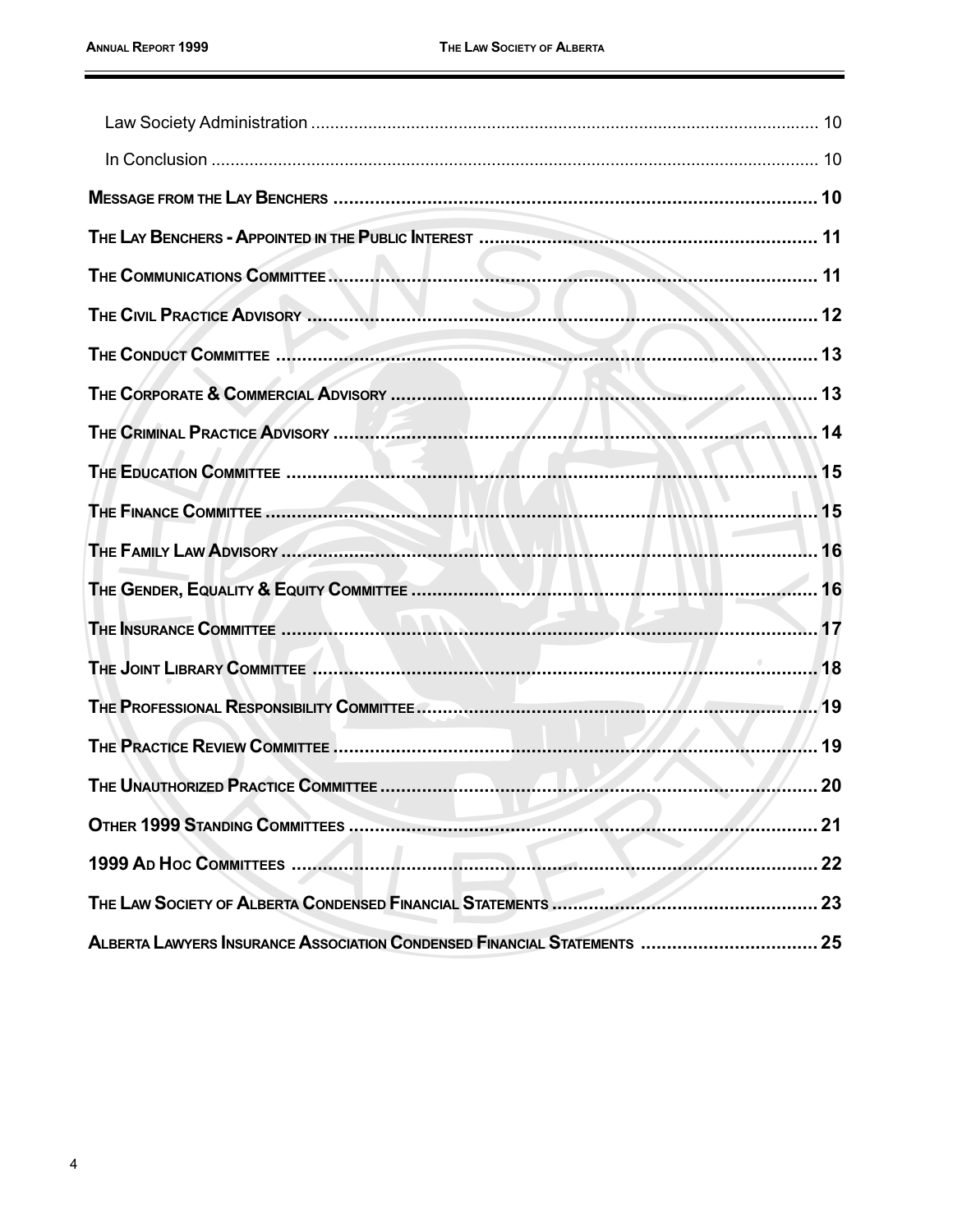Law Society Administration ........................................................................................................ 10

In Conclusion ............................................................................................................................. 10

**Message from the Lay Benchers** ............................................................................................ 10

**The Lay Benchers - Appointed in the Public Interest** ............................................................ 11

**The Communications Committee** ........................................................................................... 11

**The Civil Practice Advisory** .................................................................................................... 12

**The Conduct Committee** ......................................................................................................... 13

**The Corporate & Commercial Advisory** ................................................................................. 13

**The Criminal Practice Advisory** ............................................................................................. 14

**The Education Committee** ...................................................................................................... 15

**The Finance Committee** .......................................................................................................... 15

**The Family Law Advisory** ....................................................................................................... 16

**The Gender, Equality & Equity Committee** ............................................................................ 16

**The Insurance Committee** ...................................................................................................... 17

**The Joint Library Committee** ................................................................................................. 18

**The Professional Responsibility Committee** .......................................................................... 19

**The Practice Review Committee** ............................................................................................ 19

**The Unauthorized Practice Committee** .................................................................................. 20

**Other 1999 Standing Committees** .......................................................................................... 21

**1999 Ad Hoc Committees** ....................................................................................................... 22

**The Law Society of Alberta Condensed Financial Statements** .............................................. 23

**Alberta Lawyers Insurance Association Condensed Financial Statements** ........................... 25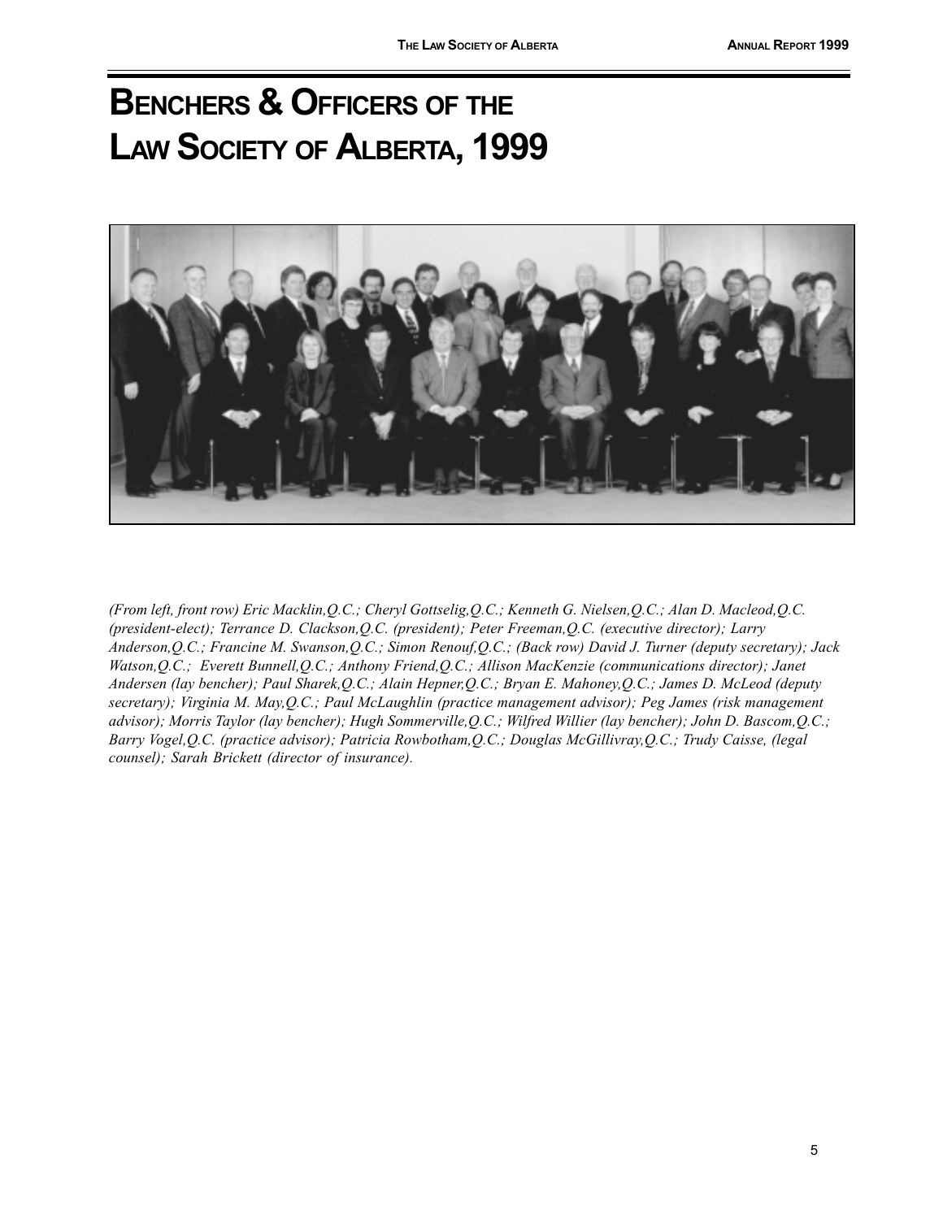# Benchers & Officers of the Law Society of Alberta, 1999

*(From left, front row) Eric Macklin,Q.C.; Cheryl Gottselig,Q.C.; Kenneth G. Nielsen,Q.C.; Alan D. Macleod,Q.C. (president-elect); Terrance D. Clackson,Q.C. (president); Peter Freeman,Q.C. (executive director); Larry Anderson,Q.C.; Francine M. Swanson,Q.C.; Simon Renouf,Q.C.; (Back row) David J. Turner (deputy secretary); Jack Watson,Q.C.; Everett Bunnell,Q.C.; Anthony Friend,Q.C.; Allison MacKenzie (communications director); Janet Andersen (lay bencher); Paul Sharek,Q.C.; Alain Hepner,Q.C.; Bryan E. Mahoney,Q.C.; James D. McLeod (deputy secretary); Virginia M. May,Q.C.; Paul McLaughlin (practice management advisor); Peg James (risk management advisor); Morris Taylor (lay bencher); Hugh Sommerville,Q.C.; Wilfred Willier (lay bencher); John D. Bascom,Q.C.; Barry Vogel,Q.C. (practice advisor); Patricia Rowbotham,Q.C.; Douglas McGillivray,Q.C.; Trudy Caisse, (legal counsel); Sarah Brickett (director of insurance).*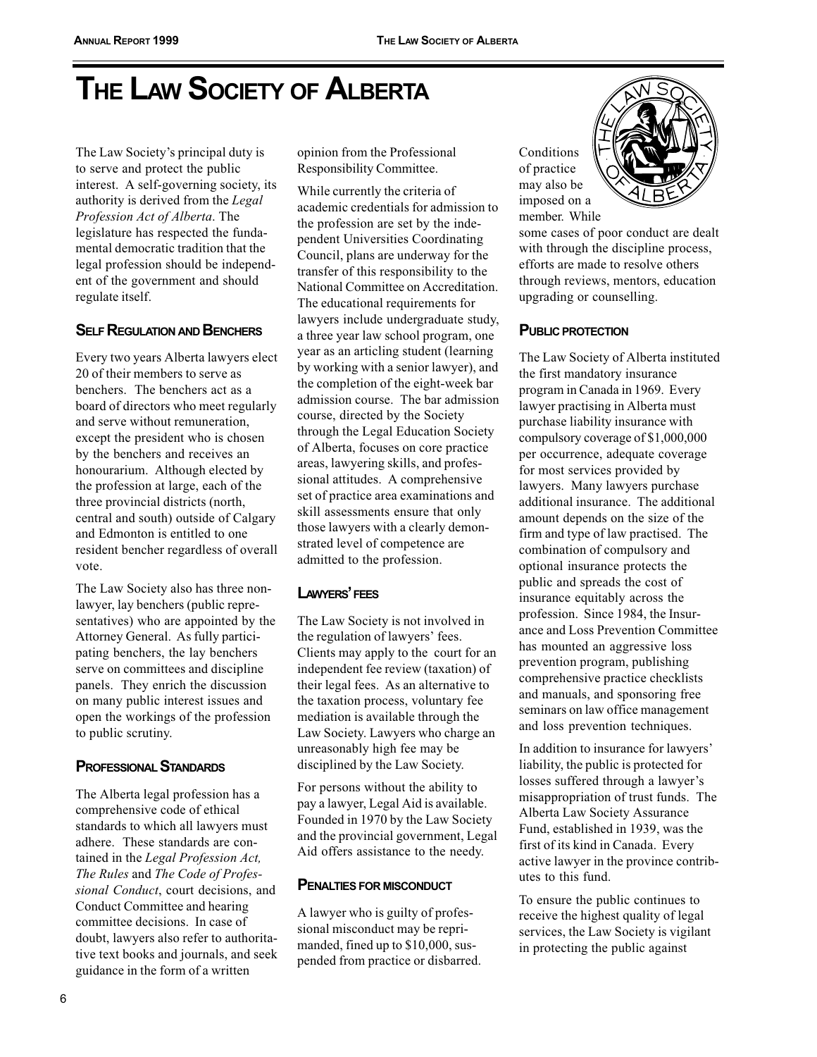# THE LAW SOCIETY OF ALBERTA

The Law Society's principal duty is to serve and protect the public interest. A self-governing society, its authority is derived from the *Legal Profession Act of Alberta*. The legislature has respected the fundamental democratic tradition that the legal profession should be independent of the government and should regulate itself.

## SELF REGULATION AND BENCHERS

Every two years Alberta lawyers elect 20 of their members to serve as benchers. The benchers act as a board of directors who meet regularly and serve without remuneration, except the president who is chosen by the benchers and receives an honourarium. Although elected by the profession at large, each of the three provincial districts (north, central and south) outside of Calgary and Edmonton is entitled to one resident bencher regardless of overall vote.

The Law Society also has three non-lawyer, lay benchers (public representatives) who are appointed by the Attorney General. As fully participating benchers, the lay benchers serve on committees and discipline panels. They enrich the discussion on many public interest issues and open the workings of the profession to public scrutiny.

## PROFESSIONAL STANDARDS

The Alberta legal profession has a comprehensive code of ethical standards to which all lawyers must adhere. These standards are contained in the *Legal Profession Act, The Rules* and *The Code of Professional Conduct*, court decisions, and Conduct Committee and hearing committee decisions. In case of doubt, lawyers also refer to authoritative text books and journals, and seek guidance in the form of a written opinion from the Professional Responsibility Committee.

While currently the criteria of academic credentials for admission to the profession are set by the independent Universities Coordinating Council, plans are underway for the transfer of this responsibility to the National Committee on Accreditation. The educational requirements for lawyers include undergraduate study, a three year law school program, one year as an articling student (learning by working with a senior lawyer), and the completion of the eight-week bar admission course. The bar admission course, directed by the Society through the Legal Education Society of Alberta, focuses on core practice areas, lawyering skills, and professional attitudes. A comprehensive set of practice area examinations and skill assessments ensure that only those lawyers with a clearly demonstrated level of competence are admitted to the profession.

## LAWYERS' FEES

The Law Society is not involved in the regulation of lawyers' fees. Clients may apply to the court for an independent fee review (taxation) of their legal fees. As an alternative to the taxation process, voluntary fee mediation is available through the Law Society. Lawyers who charge an unreasonably high fee may be disciplined by the Law Society.

For persons without the ability to pay a lawyer, Legal Aid is available. Founded in 1970 by the Law Society and the provincial government, Legal Aid offers assistance to the needy.

## PENALTIES FOR MISCONDUCT

A lawyer who is guilty of professional misconduct may be reprimanded, fined up to $10,000, suspended from practice or disbarred. Conditions of practice may also be imposed on a member. While some cases of poor conduct are dealt with through the discipline process, efforts are made to resolve others through reviews, mentors, education upgrading or counselling.

## PUBLIC PROTECTION

The Law Society of Alberta instituted the first mandatory insurance program in Canada in 1969. Every lawyer practising in Alberta must purchase liability insurance with compulsory coverage of $1,000,000 per occurrence, adequate coverage for most services provided by lawyers. Many lawyers purchase additional insurance. The additional amount depends on the size of the firm and type of law practised. The combination of compulsory and optional insurance protects the public and spreads the cost of insurance equitably across the profession. Since 1984, the Insurance and Loss Prevention Committee has mounted an aggressive loss prevention program, publishing comprehensive practice checklists and manuals, and sponsoring free seminars on law office management and loss prevention techniques.

In addition to insurance for lawyers' liability, the public is protected for losses suffered through a lawyer's misappropriation of trust funds. The Alberta Law Society Assurance Fund, established in 1939, was the first of its kind in Canada. Every active lawyer in the province contributes to this fund.

To ensure the public continues to receive the highest quality of legal services, the Law Society is vigilant in protecting the public against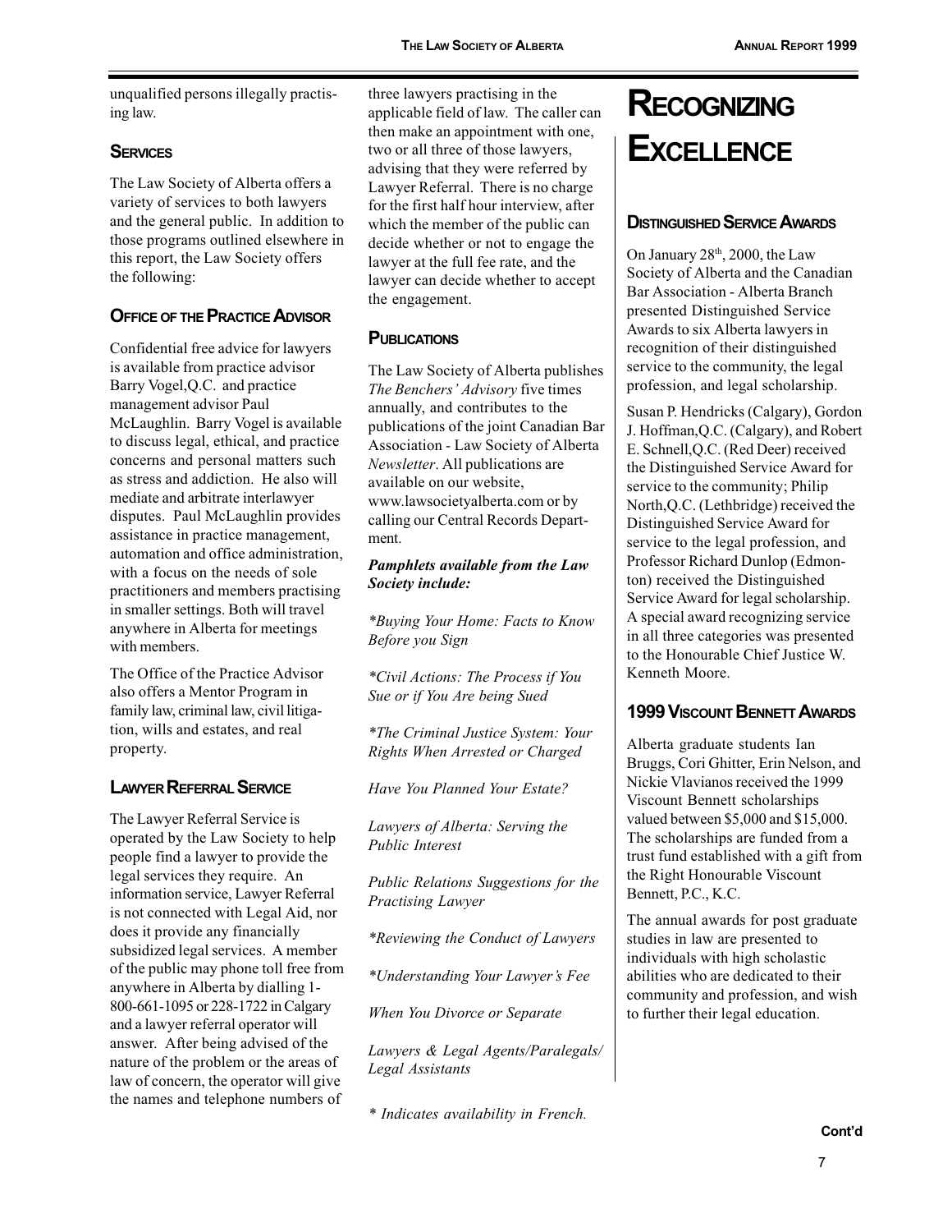unqualified persons illegally practising law.

### Services

The Law Society of Alberta offers a variety of services to both lawyers and the general public. In addition to those programs outlined elsewhere in this report, the Law Society offers the following:

### Office of the Practice Advisor

Confidential free advice for lawyers is available from practice advisor Barry Vogel,Q.C. and practice management advisor Paul McLaughlin. Barry Vogel is available to discuss legal, ethical, and practice concerns and personal matters such as stress and addiction. He also will mediate and arbitrate interlawyer disputes. Paul McLaughlin provides assistance in practice management, automation and office administration, with a focus on the needs of sole practitioners and members practising in smaller settings. Both will travel anywhere in Alberta for meetings with members.

The Office of the Practice Advisor also offers a Mentor Program in family law, criminal law, civil litigation, wills and estates, and real property.

### Lawyer Referral Service

The Lawyer Referral Service is operated by the Law Society to help people find a lawyer to provide the legal services they require. An information service, Lawyer Referral is not connected with Legal Aid, nor does it provide any financially subsidized legal services. A member of the public may phone toll free from anywhere in Alberta by dialling 1-800-661-1095 or 228-1722 in Calgary and a lawyer referral operator will answer. After being advised of the nature of the problem or the areas of law of concern, the operator will give the names and telephone numbers of three lawyers practising in the applicable field of law. The caller can then make an appointment with one, two or all three of those lawyers, advising that they were referred by Lawyer Referral. There is no charge for the first half hour interview, after which the member of the public can decide whether or not to engage the lawyer at the full fee rate, and the lawyer can decide whether to accept the engagement.

### Publications

The Law Society of Alberta publishes *The Benchers' Advisory* five times annually, and contributes to the publications of the joint Canadian Bar Association - Law Society of Alberta *Newsletter*. All publications are available on our website, www.lawsocietyalberta.com or by calling our Central Records Department.

***Pamphlets available from the Law Society include:***

*\*Buying Your Home: Facts to Know Before you Sign*

*\*Civil Actions: The Process if You Sue or if You Are being Sued*

*\*The Criminal Justice System: Your Rights When Arrested or Charged*

*Have You Planned Your Estate?*

*Lawyers of Alberta: Serving the Public Interest*

*Public Relations Suggestions for the Practising Lawyer*

*\*Reviewing the Conduct of Lawyers*

*\*Understanding Your Lawyer's Fee*

*When You Divorce or Separate*

*Lawyers & Legal Agents/Paralegals/ Legal Assistants*

*\* Indicates availability in French.*

# Recognizing Excellence

### Distinguished Service Awards

On January 28th, 2000, the Law Society of Alberta and the Canadian Bar Association - Alberta Branch presented Distinguished Service Awards to six Alberta lawyers in recognition of their distinguished service to the community, the legal profession, and legal scholarship.

Susan P. Hendricks (Calgary), Gordon J. Hoffman,Q.C. (Calgary), and Robert E. Schnell,Q.C. (Red Deer) received the Distinguished Service Award for service to the community; Philip North,Q.C. (Lethbridge) received the Distinguished Service Award for service to the legal profession, and Professor Richard Dunlop (Edmonton) received the Distinguished Service Award for legal scholarship. A special award recognizing service in all three categories was presented to the Honourable Chief Justice W. Kenneth Moore.

### 1999 Viscount Bennett Awards

Alberta graduate students Ian Bruggs, Cori Ghitter, Erin Nelson, and Nickie Vlavianos received the 1999 Viscount Bennett scholarships valued between $5,000 and $15,000. The scholarships are funded from a trust fund established with a gift from the Right Honourable Viscount Bennett, P.C., K.C.

The annual awards for post graduate studies in law are presented to individuals with high scholastic abilities who are dedicated to their community and profession, and wish to further their legal education.

**Cont'd**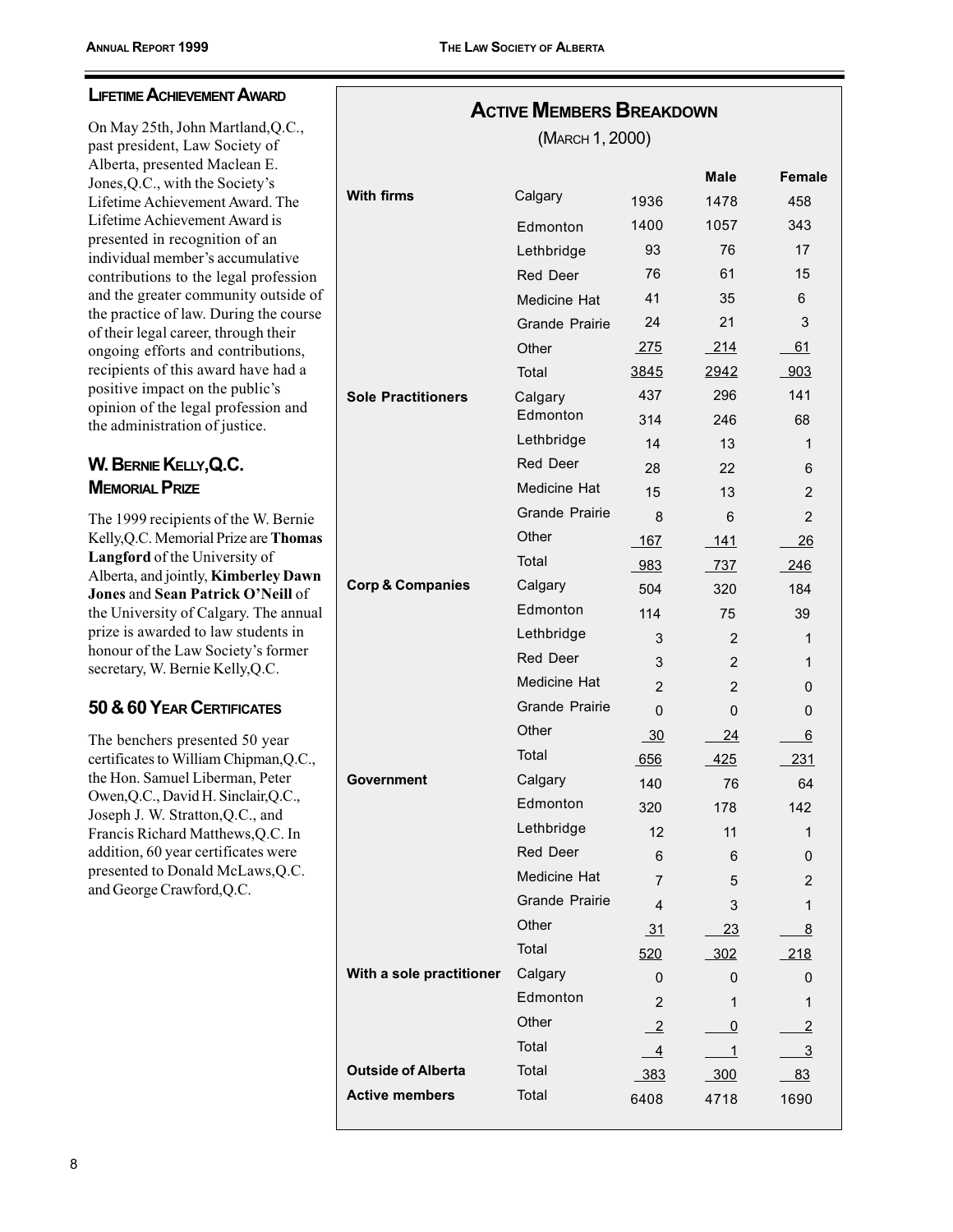## Lifetime Achievement Award

On May 25th, John Martland,Q.C., past president, Law Society of Alberta, presented Maclean E. Jones,Q.C., with the Society's Lifetime Achievement Award. The Lifetime Achievement Award is presented in recognition of an individual member's accumulative contributions to the legal profession and the greater community outside of the practice of law. During the course of their legal career, through their ongoing efforts and contributions, recipients of this award have had a positive impact on the public's opinion of the legal profession and the administration of justice.

## W. Bernie Kelly,Q.C. Memorial Prize

The 1999 recipients of the W. Bernie Kelly,Q.C. Memorial Prize are **Thomas Langford** of the University of Alberta, and jointly, **Kimberley Dawn Jones** and **Sean Patrick O'Neill** of the University of Calgary. The annual prize is awarded to law students in honour of the Law Society's former secretary, W. Bernie Kelly,Q.C.

## 50 & 60 Year Certificates

The benchers presented 50 year certificates to William Chipman,Q.C., the Hon. Samuel Liberman, Peter Owen,Q.C., David H. Sinclair,Q.C., Joseph J. W. Stratton,Q.C., and Francis Richard Matthews,Q.C. In addition, 60 year certificates were presented to Donald McLaws,Q.C. and George Crawford,Q.C.

## Active Members Breakdown

(March 1, 2000)

| | | | Male | Female |
|---|---|---|---|---|
| **With firms** | Calgary | 1936 | 1478 | 458 |
| | Edmonton | 1400 | 1057 | 343 |
| | Lethbridge | 93 | 76 | 17 |
| | Red Deer | 76 | 61 | 15 |
| | Medicine Hat | 41 | 35 | 6 |
| | Grande Prairie | 24 | 21 | 3 |
| | Other | 275 | 214 | 61 |
| | Total | 3845 | 2942 | 903 |
| **Sole Practitioners** | Calgary | 437 | 296 | 141 |
| | Edmonton | 314 | 246 | 68 |
| | Lethbridge | 14 | 13 | 1 |
| | Red Deer | 28 | 22 | 6 |
| | Medicine Hat | 15 | 13 | 2 |
| | Grande Prairie | 8 | 6 | 2 |
| | Other | 167 | 141 | 26 |
| | Total | 983 | 737 | 246 |
| **Corp & Companies** | Calgary | 504 | 320 | 184 |
| | Edmonton | 114 | 75 | 39 |
| | Lethbridge | 3 | 2 | 1 |
| | Red Deer | 3 | 2 | 1 |
| | Medicine Hat | 2 | 2 | 0 |
| | Grande Prairie | 0 | 0 | 0 |
| | Other | 30 | 24 | 6 |
| | Total | 656 | 425 | 231 |
| **Government** | Calgary | 140 | 76 | 64 |
| | Edmonton | 320 | 178 | 142 |
| | Lethbridge | 12 | 11 | 1 |
| | Red Deer | 6 | 6 | 0 |
| | Medicine Hat | 7 | 5 | 2 |
| | Grande Prairie | 4 | 3 | 1 |
| | Other | 31 | 23 | 8 |
| | Total | 520 | 302 | 218 |
| **With a sole practitioner** | Calgary | 0 | 0 | 0 |
| | Edmonton | 2 | 1 | 1 |
| | Other | 2 | 0 | 2 |
| | Total | 4 | 1 | 3 |
| **Outside of Alberta** | Total | 383 | 300 | 83 |
| **Active members** | Total | 6408 | 4718 | 1690 |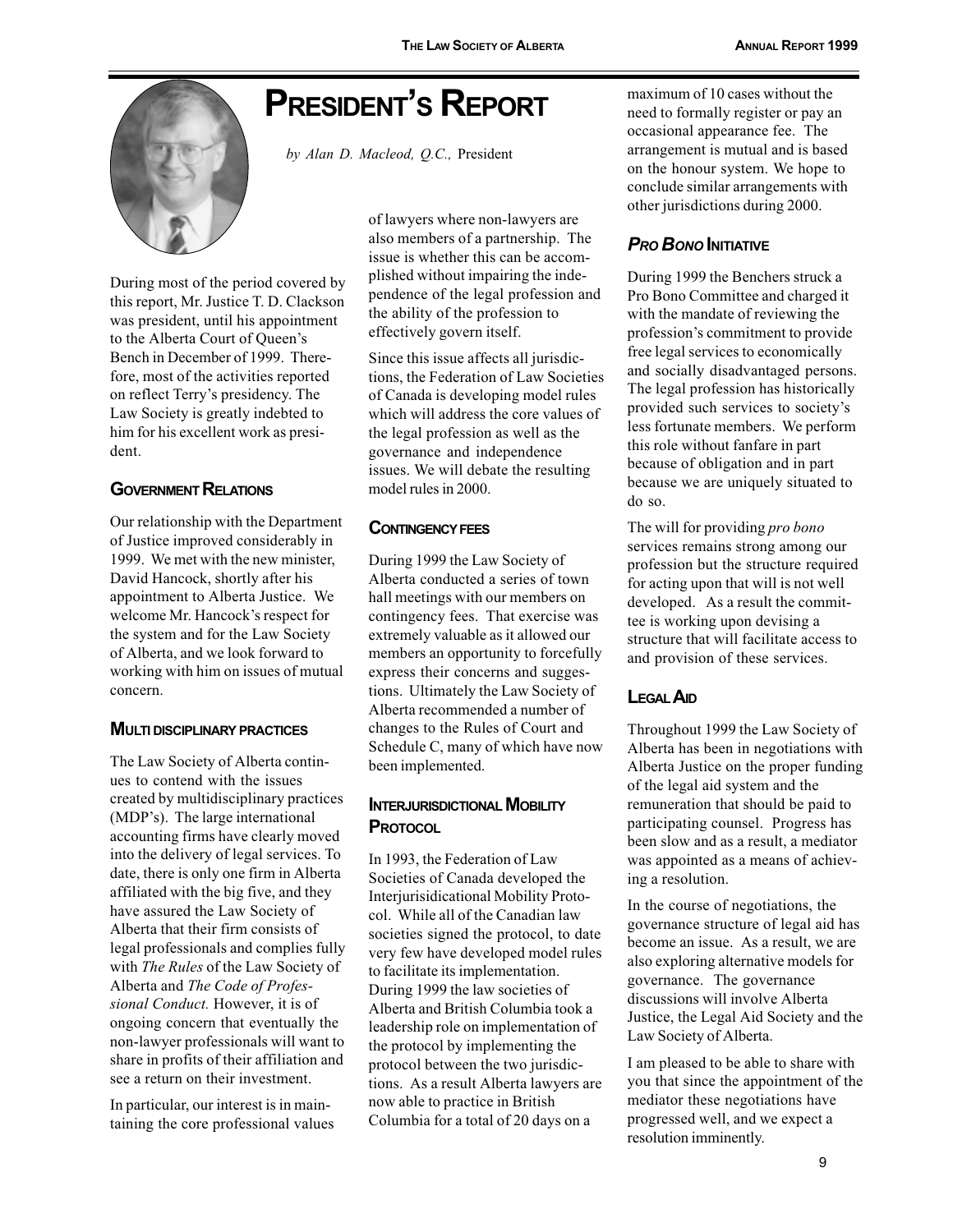# President's Report

*by Alan D. Macleod, Q.C.,* President

During most of the period covered by this report, Mr. Justice T. D. Clackson was president, until his appointment to the Alberta Court of Queen's Bench in December of 1999. Therefore, most of the activities reported on reflect Terry's presidency. The Law Society is greatly indebted to him for his excellent work as president.

## Government Relations

Our relationship with the Department of Justice improved considerably in 1999. We met with the new minister, David Hancock, shortly after his appointment to Alberta Justice. We welcome Mr. Hancock's respect for the system and for the Law Society of Alberta, and we look forward to working with him on issues of mutual concern.

## Multi Disciplinary Practices

The Law Society of Alberta continues to contend with the issues created by multidisciplinary practices (MDP's). The large international accounting firms have clearly moved into the delivery of legal services. To date, there is only one firm in Alberta affiliated with the big five, and they have assured the Law Society of Alberta that their firm consists of legal professionals and complies fully with *The Rules* of the Law Society of Alberta and *The Code of Professional Conduct.* However, it is of ongoing concern that eventually the non-lawyer professionals will want to share in profits of their affiliation and see a return on their investment.

In particular, our interest is in maintaining the core professional values of lawyers where non-lawyers are also members of a partnership. The issue is whether this can be accomplished without impairing the independence of the legal profession and the ability of the profession to effectively govern itself.

Since this issue affects all jurisdictions, the Federation of Law Societies of Canada is developing model rules which will address the core values of the legal profession as well as the governance and independence issues. We will debate the resulting model rules in 2000.

## Contingency Fees

During 1999 the Law Society of Alberta conducted a series of town hall meetings with our members on contingency fees. That exercise was extremely valuable as it allowed our members an opportunity to forcefully express their concerns and suggestions. Ultimately the Law Society of Alberta recommended a number of changes to the Rules of Court and Schedule C, many of which have now been implemented.

## Interjurisdictional Mobility Protocol

In 1993, the Federation of Law Societies of Canada developed the Interjurisidicational Mobility Protocol. While all of the Canadian law societies signed the protocol, to date very few have developed model rules to facilitate its implementation. During 1999 the law societies of Alberta and British Columbia took a leadership role on implementation of the protocol by implementing the protocol between the two jurisdictions. As a result Alberta lawyers are now able to practice in British Columbia for a total of 20 days on a maximum of 10 cases without the need to formally register or pay an occasional appearance fee. The arrangement is mutual and is based on the honour system. We hope to conclude similar arrangements with other jurisdictions during 2000.

## *Pro Bono* Initiative

During 1999 the Benchers struck a Pro Bono Committee and charged it with the mandate of reviewing the profession's commitment to provide free legal services to economically and socially disadvantaged persons. The legal profession has historically provided such services to society's less fortunate members. We perform this role without fanfare in part because of obligation and in part because we are uniquely situated to do so.

The will for providing *pro bono* services remains strong among our profession but the structure required for acting upon that will is not well developed. As a result the committee is working upon devising a structure that will facilitate access to and provision of these services.

## Legal Aid

Throughout 1999 the Law Society of Alberta has been in negotiations with Alberta Justice on the proper funding of the legal aid system and the remuneration that should be paid to participating counsel. Progress has been slow and as a result, a mediator was appointed as a means of achieving a resolution.

In the course of negotiations, the governance structure of legal aid has become an issue. As a result, we are also exploring alternative models for governance. The governance discussions will involve Alberta Justice, the Legal Aid Society and the Law Society of Alberta.

I am pleased to be able to share with you that since the appointment of the mediator these negotiations have progressed well, and we expect a resolution imminently.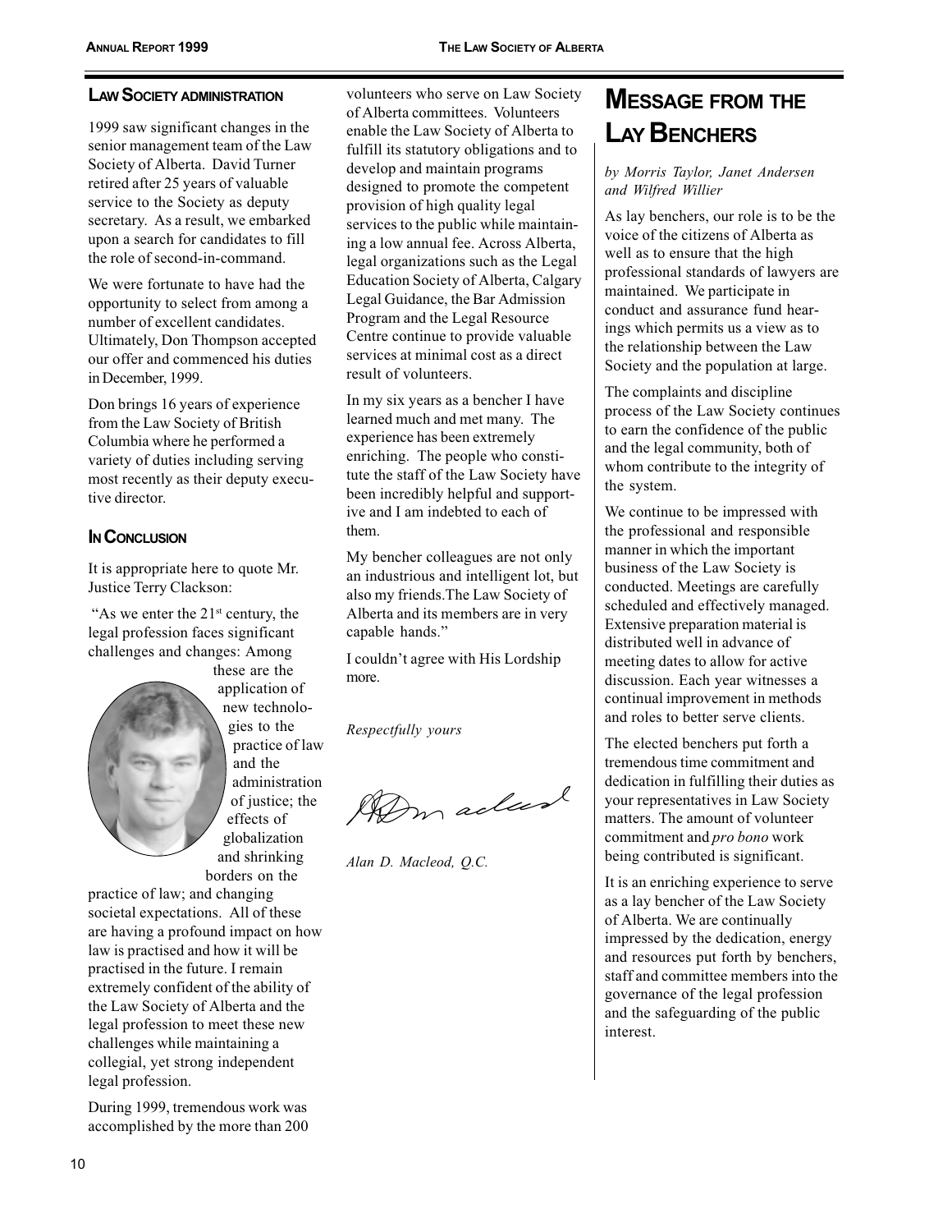### Law Society Administration

1999 saw significant changes in the senior management team of the Law Society of Alberta. David Turner retired after 25 years of valuable service to the Society as deputy secretary. As a result, we embarked upon a search for candidates to fill the role of second-in-command.

We were fortunate to have had the opportunity to select from among a number of excellent candidates. Ultimately, Don Thompson accepted our offer and commenced his duties in December, 1999.

Don brings 16 years of experience from the Law Society of British Columbia where he performed a variety of duties including serving most recently as their deputy executive director.

### In Conclusion

It is appropriate here to quote Mr. Justice Terry Clackson:

"As we enter the 21st century, the legal profession faces significant challenges and changes: Among these are the application of new technologies to the practice of law and the administration of justice; the effects of globalization and shrinking borders on the practice of law; and changing societal expectations. All of these are having a profound impact on how law is practised and how it will be practised in the future. I remain extremely confident of the ability of the Law Society of Alberta and the legal profession to meet these new challenges while maintaining a collegial, yet strong independent legal profession.

During 1999, tremendous work was accomplished by the more than 200 volunteers who serve on Law Society of Alberta committees. Volunteers enable the Law Society of Alberta to fulfill its statutory obligations and to develop and maintain programs designed to promote the competent provision of high quality legal services to the public while maintaining a low annual fee. Across Alberta, legal organizations such as the Legal Education Society of Alberta, Calgary Legal Guidance, the Bar Admission Program and the Legal Resource Centre continue to provide valuable services at minimal cost as a direct result of volunteers.

In my six years as a bencher I have learned much and met many. The experience has been extremely enriching. The people who constitute the staff of the Law Society have been incredibly helpful and supportive and I am indebted to each of them.

My bencher colleagues are not only an industrious and intelligent lot, but also my friends.The Law Society of Alberta and its members are in very capable hands."

I couldn't agree with His Lordship more.

*Respectfully yours*

*Alan D. Macleod, Q.C.*

## Message from the Lay Benchers

*by Morris Taylor, Janet Andersen and Wilfred Willier*

As lay benchers, our role is to be the voice of the citizens of Alberta as well as to ensure that the high professional standards of lawyers are maintained. We participate in conduct and assurance fund hearings which permits us a view as to the relationship between the Law Society and the population at large.

The complaints and discipline process of the Law Society continues to earn the confidence of the public and the legal community, both of whom contribute to the integrity of the system.

We continue to be impressed with the professional and responsible manner in which the important business of the Law Society is conducted. Meetings are carefully scheduled and effectively managed. Extensive preparation material is distributed well in advance of meeting dates to allow for active discussion. Each year witnesses a continual improvement in methods and roles to better serve clients.

The elected benchers put forth a tremendous time commitment and dedication in fulfilling their duties as your representatives in Law Society matters. The amount of volunteer commitment and *pro bono* work being contributed is significant.

It is an enriching experience to serve as a lay bencher of the Law Society of Alberta. We are continually impressed by the dedication, energy and resources put forth by benchers, staff and committee members into the governance of the legal profession and the safeguarding of the public interest.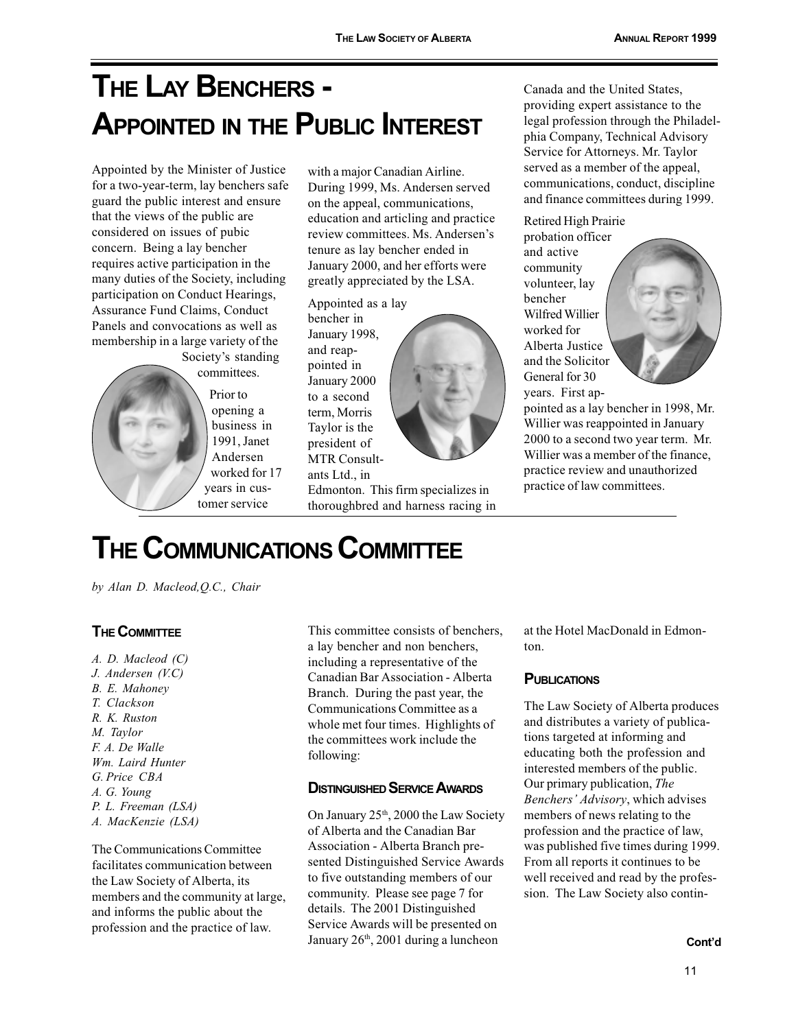# THE LAY BENCHERS - APPOINTED IN THE PUBLIC INTEREST

Appointed by the Minister of Justice for a two-year-term, lay benchers safe guard the public interest and ensure that the views of the public are considered on issues of pubic concern. Being a lay bencher requires active participation in the many duties of the Society, including participation on Conduct Hearings, Assurance Fund Claims, Conduct Panels and convocations as well as membership in a large variety of the Society's standing committees.

Prior to opening a business in 1991, Janet Andersen worked for 17 years in customer service with a major Canadian Airline. During 1999, Ms. Andersen served on the appeal, communications, education and articling and practice review committees. Ms. Andersen's tenure as lay bencher ended in January 2000, and her efforts were greatly appreciated by the LSA.

Appointed as a lay bencher in January 1998, and reappointed in January 2000 to a second term, Morris Taylor is the president of MTR Consultants Ltd., in Edmonton. This firm specializes in thoroughbred and harness racing in Canada and the United States, providing expert assistance to the legal profession through the Philadelphia Company, Technical Advisory Service for Attorneys. Mr. Taylor served as a member of the appeal, communications, conduct, discipline and finance committees during 1999.

Retired High Prairie probation officer and active community volunteer, lay bencher Wilfred Willier worked for Alberta Justice and the Solicitor General for 30 years. First appointed as a lay bencher in 1998, Mr. Willier was reappointed in January 2000 to a second two year term. Mr. Willier was a member of the finance, practice review and unauthorized practice of law committees.

# THE COMMUNICATIONS COMMITTEE

*by Alan D. Macleod,Q.C., Chair*

### THE COMMITTEE

*A. D. Macleod (C)*
*J. Andersen (V.C)*
*B. E. Mahoney*
*T. Clackson*
*R. K. Ruston*
*M. Taylor*
*F. A. De Walle*
*Wm. Laird Hunter*
*G. Price CBA*
*A. G. Young*
*P. L. Freeman (LSA)*
*A. MacKenzie (LSA)*

The Communications Committee facilitates communication between the Law Society of Alberta, its members and the community at large, and informs the public about the profession and the practice of law.

This committee consists of benchers, a lay bencher and non benchers, including a representative of the Canadian Bar Association - Alberta Branch. During the past year, the Communications Committee as a whole met four times. Highlights of the committees work include the following:

### DISTINGUISHED SERVICE AWARDS

On January 25th, 2000 the Law Society of Alberta and the Canadian Bar Association - Alberta Branch presented Distinguished Service Awards to five outstanding members of our community. Please see page 7 for details. The 2001 Distinguished Service Awards will be presented on January 26th, 2001 during a luncheon at the Hotel MacDonald in Edmonton.

### PUBLICATIONS

The Law Society of Alberta produces and distributes a variety of publications targeted at informing and educating both the profession and interested members of the public. Our primary publication, *The Benchers' Advisory*, which advises members of news relating to the profession and the practice of law, was published five times during 1999. From all reports it continues to be well received and read by the profession. The Law Society also contin-

**Cont'd**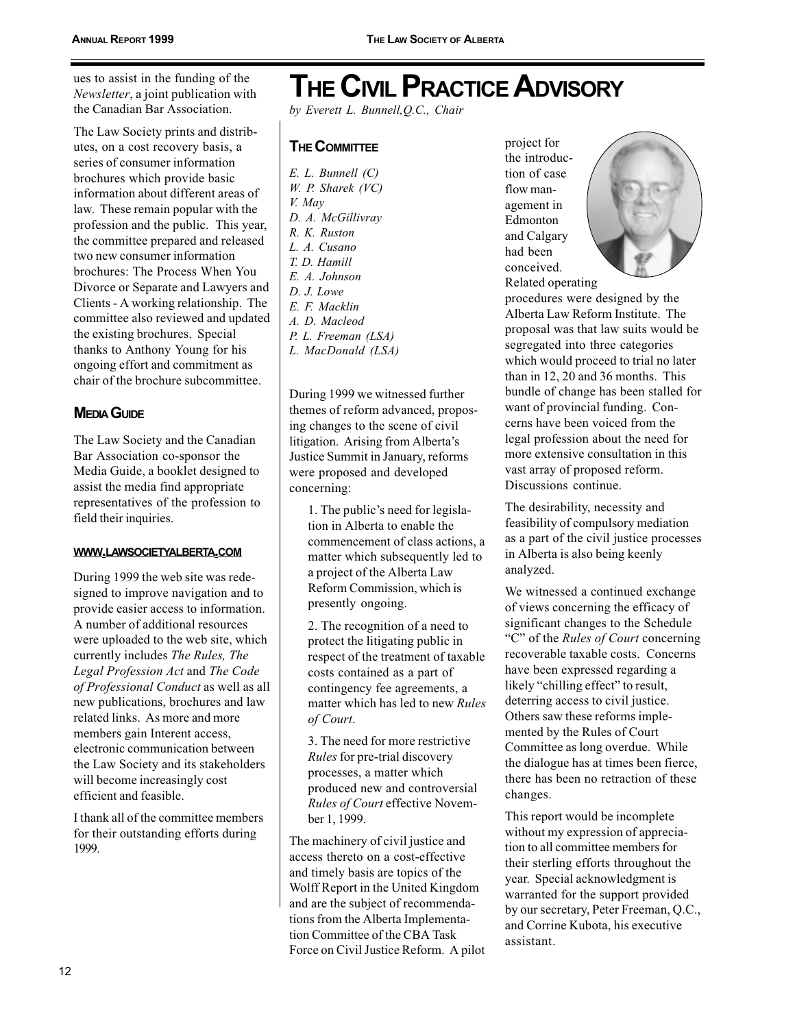ues to assist in the funding of the *Newsletter*, a joint publication with the Canadian Bar Association.

The Law Society prints and distributes, on a cost recovery basis, a series of consumer information brochures which provide basic information about different areas of law. These remain popular with the profession and the public. This year, the committee prepared and released two new consumer information brochures: The Process When You Divorce or Separate and Lawyers and Clients - A working relationship. The committee also reviewed and updated the existing brochures. Special thanks to Anthony Young for his ongoing effort and commitment as chair of the brochure subcommittee.

### Media Guide

The Law Society and the Canadian Bar Association co-sponsor the Media Guide, a booklet designed to assist the media find appropriate representatives of the profession to field their inquiries.

#### www.lawsocietyalberta.com

During 1999 the web site was redesigned to improve navigation and to provide easier access to information. A number of additional resources were uploaded to the web site, which currently includes *The Rules, The Legal Profession Act* and *The Code of Professional Conduct* as well as all new publications, brochures and law related links. As more and more members gain Interent access, electronic communication between the Law Society and its stakeholders will become increasingly cost efficient and feasible.

I thank all of the committee members for their outstanding efforts during 1999.

# The Civil Practice Advisory

*by Everett L. Bunnell,Q.C., Chair*

### The Committee

*E. L. Bunnell (C)*
*W. P. Sharek (VC)*
*V. May*
*D. A. McGillivray*
*R. K. Ruston*
*L. A. Cusano*
*T. D. Hamill*
*E. A. Johnson*
*D. J. Lowe*
*E. F. Macklin*
*A. D. Macleod*
*P. L. Freeman (LSA)*
*L. MacDonald (LSA)*

During 1999 we witnessed further themes of reform advanced, proposing changes to the scene of civil litigation. Arising from Alberta's Justice Summit in January, reforms were proposed and developed concerning:

1. The public's need for legislation in Alberta to enable the commencement of class actions, a matter which subsequently led to a project of the Alberta Law Reform Commission, which is presently ongoing.

2. The recognition of a need to protect the litigating public in respect of the treatment of taxable costs contained as a part of contingency fee agreements, a matter which has led to new *Rules of Court*.

3. The need for more restrictive *Rules* for pre-trial discovery processes, a matter which produced new and controversial *Rules of Court* effective November 1, 1999.

The machinery of civil justice and access thereto on a cost-effective and timely basis are topics of the Wolff Report in the United Kingdom and are the subject of recommendations from the Alberta Implementation Committee of the CBA Task Force on Civil Justice Reform. A pilot project for the introduction of case flow management in Edmonton and Calgary had been conceived. Related operating procedures were designed by the Alberta Law Reform Institute. The proposal was that law suits would be segregated into three categories which would proceed to trial no later than in 12, 20 and 36 months. This bundle of change has been stalled for want of provincial funding. Concerns have been voiced from the legal profession about the need for more extensive consultation in this vast array of proposed reform. Discussions continue.

The desirability, necessity and feasibility of compulsory mediation as a part of the civil justice processes in Alberta is also being keenly analyzed.

We witnessed a continued exchange of views concerning the efficacy of significant changes to the Schedule "C" of the *Rules of Court* concerning recoverable taxable costs. Concerns have been expressed regarding a likely "chilling effect" to result, deterring access to civil justice. Others saw these reforms implemented by the Rules of Court Committee as long overdue. While the dialogue has at times been fierce, there has been no retraction of these changes.

This report would be incomplete without my expression of appreciation to all committee members for their sterling efforts throughout the year. Special acknowledgment is warranted for the support provided by our secretary, Peter Freeman, Q.C., and Corrine Kubota, his executive assistant.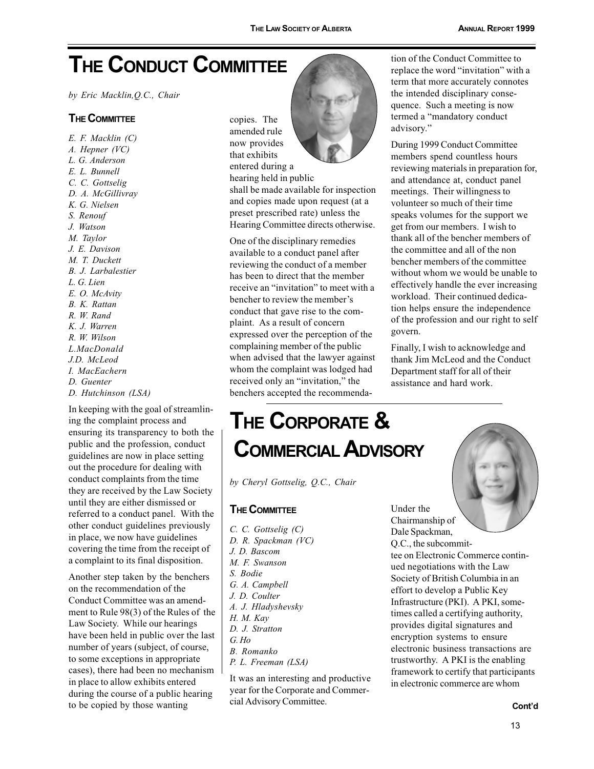# The Conduct Committee

*by Eric Macklin,Q.C., Chair*

### The Committee

*E. F. Macklin (C)*
*A. Hepner (VC)*
*L. G. Anderson*
*E. L. Bunnell*
*C. C. Gottselig*
*D. A. McGillivray*
*K. G. Nielsen*
*S. Renouf*
*J. Watson*
*M. Taylor*
*J. E. Davison*
*M. T. Duckett*
*B. J. Larbalestier*
*L. G. Lien*
*E. O. McAvity*
*B. K. Rattan*
*R. W. Rand*
*K. J. Warren*
*R. W. Wilson*
*L.MacDonald*
*J.D. McLeod*
*I. MacEachern*
*D. Guenter*
*D. Hutchinson (LSA)*

In keeping with the goal of streamlining the complaint process and ensuring its transparency to both the public and the profession, conduct guidelines are now in place setting out the procedure for dealing with conduct complaints from the time they are received by the Law Society until they are either dismissed or referred to a conduct panel. With the other conduct guidelines previously in place, we now have guidelines covering the time from the receipt of a complaint to its final disposition.

Another step taken by the benchers on the recommendation of the Conduct Committee was an amendment to Rule 98(3) of the Rules of the Law Society. While our hearings have been held in public over the last number of years (subject, of course, to some exceptions in appropriate cases), there had been no mechanism in place to allow exhibits entered during the course of a public hearing to be copied by those wanting copies. The amended rule now provides that exhibits entered during a hearing held in public shall be made available for inspection and copies made upon request (at a preset prescribed rate) unless the Hearing Committee directs otherwise.

One of the disciplinary remedies available to a conduct panel after reviewing the conduct of a member has been to direct that the member receive an "invitation" to meet with a bencher to review the member's conduct that gave rise to the complaint. As a result of concern expressed over the perception of the complaining member of the public when advised that the lawyer against whom the complaint was lodged had received only an "invitation," the benchers accepted the recommendation of the Conduct Committee to replace the word "invitation" with a term that more accurately connotes the intended disciplinary consequence. Such a meeting is now termed a "mandatory conduct advisory."

During 1999 Conduct Committee members spend countless hours reviewing materials in preparation for, and attendance at, conduct panel meetings. Their willingness to volunteer so much of their time speaks volumes for the support we get from our members. I wish to thank all of the bencher members of the committee and all of the non bencher members of the committee without whom we would be unable to effectively handle the ever increasing workload. Their continued dedication helps ensure the independence of the profession and our right to self govern.

Finally, I wish to acknowledge and thank Jim McLeod and the Conduct Department staff for all of their assistance and hard work.

# The Corporate & Commercial Advisory

*by Cheryl Gottselig, Q.C., Chair*

### The Committee

*C. C. Gottselig (C)*
*D. R. Spackman (VC)*
*J. D. Bascom*
*M. F. Swanson*
*S. Bodie*
*G. A. Campbell*
*J. D. Coulter*
*A. J. Hladyshevsky*
*H. M. Kay*
*D. J. Stratton*
*G. Ho*
*B. Romanko*
*P. L. Freeman (LSA)*

It was an interesting and productive year for the Corporate and Commercial Advisory Committee.

Under the Chairmanship of Dale Spackman, Q.C., the subcommittee on Electronic Commerce continued negotiations with the Law Society of British Columbia in an effort to develop a Public Key Infrastructure (PKI). A PKI, sometimes called a certifying authority, provides digital signatures and encryption systems to ensure electronic business transactions are trustworthy. A PKI is the enabling framework to certify that participants in electronic commerce are whom

**Cont'd**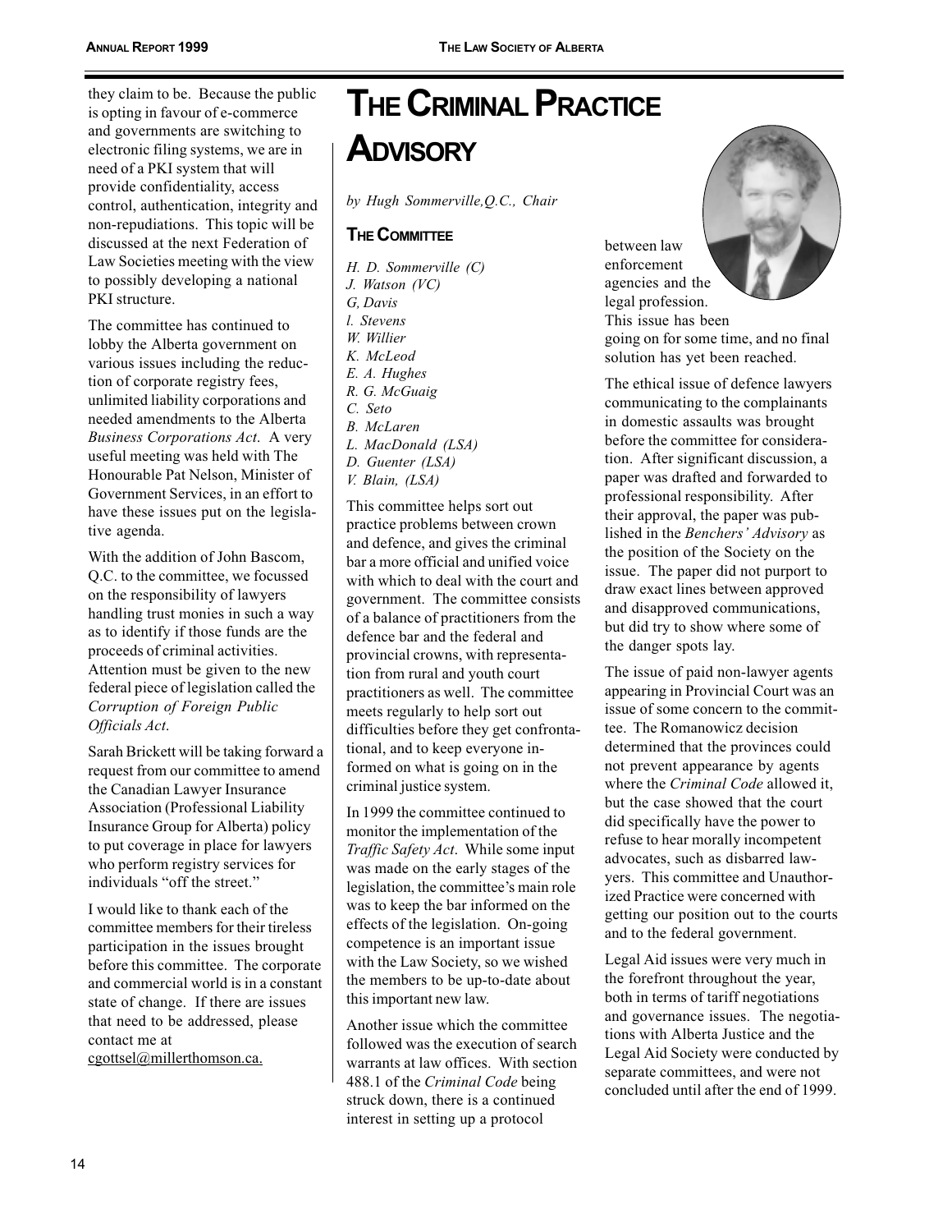they claim to be. Because the public is opting in favour of e-commerce and governments are switching to electronic filing systems, we are in need of a PKI system that will provide confidentiality, access control, authentication, integrity and non-repudiations. This topic will be discussed at the next Federation of Law Societies meeting with the view to possibly developing a national PKI structure.

The committee has continued to lobby the Alberta government on various issues including the reduction of corporate registry fees, unlimited liability corporations and needed amendments to the Alberta *Business Corporations Act*. A very useful meeting was held with The Honourable Pat Nelson, Minister of Government Services, in an effort to have these issues put on the legislative agenda.

With the addition of John Bascom, Q.C. to the committee, we focussed on the responsibility of lawyers handling trust monies in such a way as to identify if those funds are the proceeds of criminal activities. Attention must be given to the new federal piece of legislation called the *Corruption of Foreign Public Officials Act*.

Sarah Brickett will be taking forward a request from our committee to amend the Canadian Lawyer Insurance Association (Professional Liability Insurance Group for Alberta) policy to put coverage in place for lawyers who perform registry services for individuals "off the street."

I would like to thank each of the committee members for their tireless participation in the issues brought before this committee. The corporate and commercial world is in a constant state of change. If there are issues that need to be addressed, please contact me at cgottsel@millerthomson.ca.

# THE CRIMINAL PRACTICE ADVISORY

*by Hugh Sommerville,Q.C., Chair*

## THE COMMITTEE

*H. D. Sommerville (C)*
*J. Watson (VC)*
*G, Davis*
*l. Stevens*
*W. Willier*
*K. McLeod*
*E. A. Hughes*
*R. G. McGuaig*
*C. Seto*
*B. McLaren*
*L. MacDonald (LSA)*
*D. Guenter (LSA)*
*V. Blain, (LSA)*

This committee helps sort out practice problems between crown and defence, and gives the criminal bar a more official and unified voice with which to deal with the court and government. The committee consists of a balance of practitioners from the defence bar and the federal and provincial crowns, with representation from rural and youth court practitioners as well. The committee meets regularly to help sort out difficulties before they get confrontational, and to keep everyone informed on what is going on in the criminal justice system.

In 1999 the committee continued to monitor the implementation of the *Traffic Safety Act*. While some input was made on the early stages of the legislation, the committee's main role was to keep the bar informed on the effects of the legislation. On-going competence is an important issue with the Law Society, so we wished the members to be up-to-date about this important new law.

Another issue which the committee followed was the execution of search warrants at law offices. With section 488.1 of the *Criminal Code* being struck down, there is a continued interest in setting up a protocol between law enforcement agencies and the legal profession. This issue has been going on for some time, and no final solution has yet been reached.

The ethical issue of defence lawyers communicating to the complainants in domestic assaults was brought before the committee for consideration. After significant discussion, a paper was drafted and forwarded to professional responsibility. After their approval, the paper was published in the *Benchers' Advisory* as the position of the Society on the issue. The paper did not purport to draw exact lines between approved and disapproved communications, but did try to show where some of the danger spots lay.

The issue of paid non-lawyer agents appearing in Provincial Court was an issue of some concern to the committee. The Romanowicz decision determined that the provinces could not prevent appearance by agents where the *Criminal Code* allowed it, but the case showed that the court did specifically have the power to refuse to hear morally incompetent advocates, such as disbarred lawyers. This committee and Unauthorized Practice were concerned with getting our position out to the courts and to the federal government.

Legal Aid issues were very much in the forefront throughout the year, both in terms of tariff negotiations and governance issues. The negotiations with Alberta Justice and the Legal Aid Society were conducted by separate committees, and were not concluded until after the end of 1999.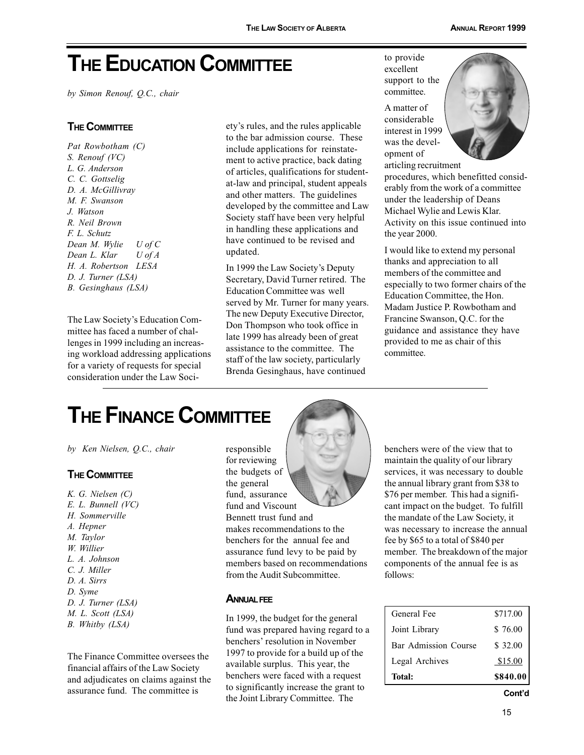# THE EDUCATION COMMITTEE

*by Simon Renouf, Q.C., chair*

### THE COMMITTEE

*Pat Rowbotham (C)*
*S. Renouf (VC)*
*L. G. Anderson*
*C. C. Gottselig*
*D. A. McGillivray*
*M. F. Swanson*
*J. Watson*
*R. Neil Brown*
*F. L. Schutz*
*Dean M. Wylie U of C*
*Dean L. Klar U of A*
*H. A. Robertson LESA*
*D. J. Turner (LSA)*
*B. Gesinghaus (LSA)*

The Law Society's Education Committee has faced a number of challenges in 1999 including an increasing workload addressing applications for a variety of requests for special consideration under the Law Society's rules, and the rules applicable to the bar admission course. These include applications for reinstatement to active practice, back dating of articles, qualifications for student-at-law and principal, student appeals and other matters. The guidelines developed by the committee and Law Society staff have been very helpful in handling these applications and have continued to be revised and updated.

In 1999 the Law Society's Deputy Secretary, David Turner retired. The Education Committee was well served by Mr. Turner for many years. The new Deputy Executive Director, Don Thompson who took office in late 1999 has already been of great assistance to the committee. The staff of the law society, particularly Brenda Gesinghaus, have continued to provide excellent support to the committee.

A matter of considerable interest in 1999 was the development of articling recruitment procedures, which benefitted considerably from the work of a committee under the leadership of Deans Michael Wylie and Lewis Klar. Activity on this issue continued into the year 2000.

I would like to extend my personal thanks and appreciation to all members of the committee and especially to two former chairs of the Education Committee, the Hon. Madam Justice P. Rowbotham and Francine Swanson, Q.C. for the guidance and assistance they have provided to me as chair of this committee.

# THE FINANCE COMMITTEE

*by Ken Nielsen, Q.C., chair*

### THE COMMITTEE

*K. G. Nielsen (C)*
*E. L. Bunnell (VC)*
*H. Sommerville*
*A. Hepner*
*M. Taylor*
*W. Willier*
*L. A. Johnson*
*C. J. Miller*
*D. A. Sirrs*
*D. Syme*
*D. J. Turner (LSA)*
*M. L. Scott (LSA)*
*B. Whitby (LSA)*

The Finance Committee oversees the financial affairs of the Law Society and adjudicates on claims against the assurance fund. The committee is responsible for reviewing the budgets of the general fund, assurance fund and Viscount Bennett trust fund and makes recommendations to the benchers for the annual fee and assurance fund levy to be paid by members based on recommendations from the Audit Subcommittee.

### ANNUAL FEE

In 1999, the budget for the general fund was prepared having regard to a benchers' resolution in November 1997 to provide for a build up of the available surplus. This year, the benchers were faced with a request to significantly increase the grant to the Joint Library Committee. The benchers were of the view that to maintain the quality of our library services, it was necessary to double the annual library grant from $38 to $76 per member. This had a significant impact on the budget. To fulfill the mandate of the Law Society, it was necessary to increase the annual fee by $65 to a total of $840 per member. The breakdown of the major components of the annual fee is as follows:

| | |
|---|---|
| General Fee | $717.00 |
| Joint Library | $ 76.00 |
| Bar Admission Course | $ 32.00 |
| Legal Archives | $15.00 |
| **Total:** | **$840.00** |

**Cont'd**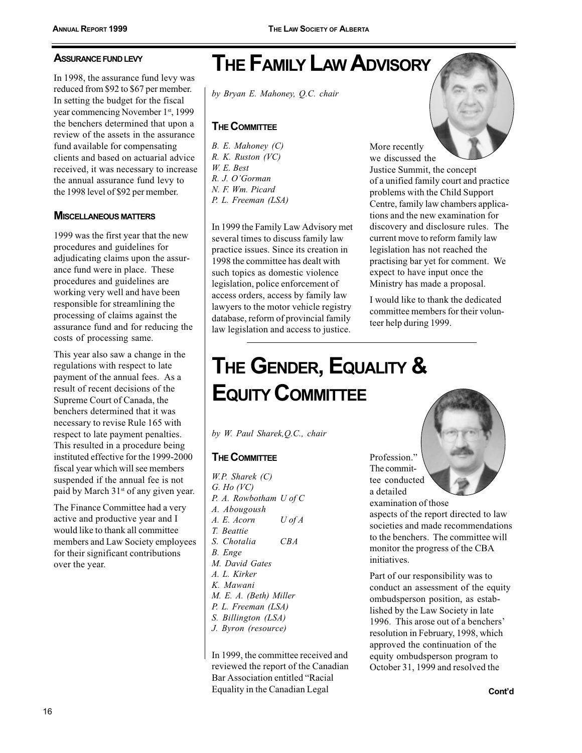### Assurance Fund Levy

In 1998, the assurance fund levy was reduced from $92 to $67 per member. In setting the budget for the fiscal year commencing November 1st, 1999 the benchers determined that upon a review of the assets in the assurance fund available for compensating clients and based on actuarial advice received, it was necessary to increase the annual assurance fund levy to the 1998 level of $92 per member.

### Miscellaneous Matters

1999 was the first year that the new procedures and guidelines for adjudicating claims upon the assurance fund were in place. These procedures and guidelines are working very well and have been responsible for streamlining the processing of claims against the assurance fund and for reducing the costs of processing same.

This year also saw a change in the regulations with respect to late payment of the annual fees. As a result of recent decisions of the Supreme Court of Canada, the benchers determined that it was necessary to revise Rule 165 with respect to late payment penalties. This resulted in a procedure being instituted effective for the 1999-2000 fiscal year which will see members suspended if the annual fee is not paid by March 31st of any given year.

The Finance Committee had a very active and productive year and I would like to thank all committee members and Law Society employees for their significant contributions over the year.

# The Family Law Advisory

*by Bryan E. Mahoney, Q.C. chair*

### The Committee

*B. E. Mahoney (C)*
*R. K. Ruston (VC)*
*W. E. Best*
*R. J. O'Gorman*
*N. F. Wm. Picard*
*P. L. Freeman (LSA)*

In 1999 the Family Law Advisory met several times to discuss family law practice issues. Since its creation in 1998 the committee has dealt with such topics as domestic violence legislation, police enforcement of access orders, access by family law lawyers to the motor vehicle registry database, reform of provincial family law legislation and access to justice.

More recently we discussed the Justice Summit, the concept of a unified family court and practice problems with the Child Support Centre, family law chambers applications and the new examination for discovery and disclosure rules. The current move to reform family law legislation has not reached the practising bar yet for comment. We expect to have input once the Ministry has made a proposal.

I would like to thank the dedicated committee members for their volunteer help during 1999.

# The Gender, Equality & Equity Committee

*by W. Paul Sharek, Q.C., chair*

### The Committee

*W.P. Sharek (C)*
*G. Ho (VC)*
*P. A. Rowbotham U of C*
*A. Abougoush*
*A. E. Acorn U of A*
*T. Beattie*
*S. Chotalia CBA*
*B. Enge*
*M. David Gates*
*A. L. Kirker*
*K. Mawani*
*M. E. A. (Beth) Miller*
*P. L. Freeman (LSA)*
*S. Billington (LSA)*
*J. Byron (resource)*

In 1999, the committee received and reviewed the report of the Canadian Bar Association entitled "Racial Equality in the Canadian Legal Profession." The committee conducted a detailed examination of those aspects of the report directed to law societies and made recommendations to the benchers. The committee will monitor the progress of the CBA initiatives.

Part of our responsibility was to conduct an assessment of the equity ombudsperson position, as established by the Law Society in late 1996. This arose out of a benchers' resolution in February, 1998, which approved the continuation of the equity ombudsperson program to October 31, 1999 and resolved the

**Cont'd**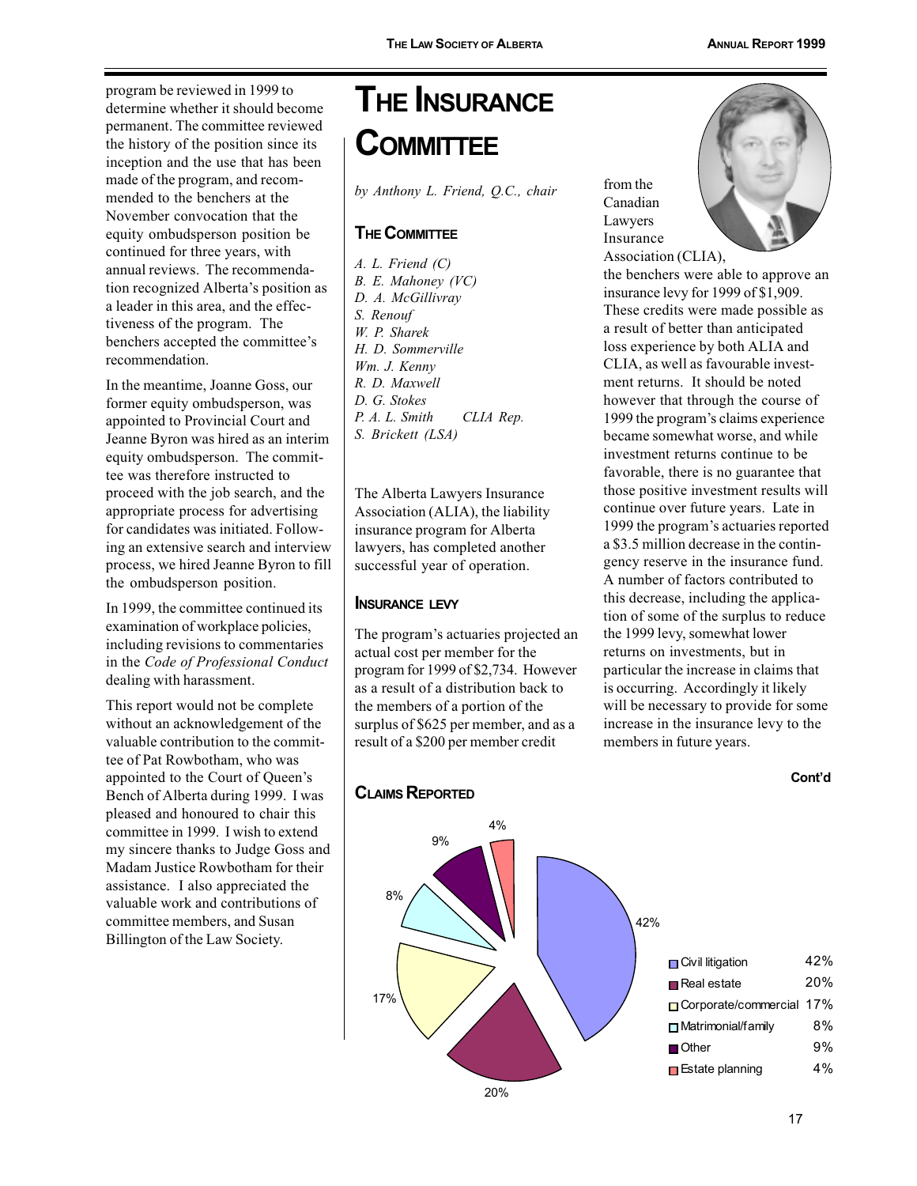program be reviewed in 1999 to determine whether it should become permanent. The committee reviewed the history of the position since its inception and the use that has been made of the program, and recommended to the benchers at the November convocation that the equity ombudsperson position be continued for three years, with annual reviews. The recommendation recognized Alberta's position as a leader in this area, and the effectiveness of the program. The benchers accepted the committee's recommendation.

In the meantime, Joanne Goss, our former equity ombudsperson, was appointed to Provincial Court and Jeanne Byron was hired as an interim equity ombudsperson. The committee was therefore instructed to proceed with the job search, and the appropriate process for advertising for candidates was initiated. Following an extensive search and interview process, we hired Jeanne Byron to fill the ombudsperson position.

In 1999, the committee continued its examination of workplace policies, including revisions to commentaries in the *Code of Professional Conduct* dealing with harassment.

This report would not be complete without an acknowledgement of the valuable contribution to the committee of Pat Rowbotham, who was appointed to the Court of Queen's Bench of Alberta during 1999. I was pleased and honoured to chair this committee in 1999. I wish to extend my sincere thanks to Judge Goss and Madam Justice Rowbotham for their assistance. I also appreciated the valuable work and contributions of committee members, and Susan Billington of the Law Society.

# The Insurance Committee

*by Anthony L. Friend, Q.C., chair*

## The Committee

*A. L. Friend (C)*
*B. E. Mahoney (VC)*
*D. A. McGillivray*
*S. Renouf*
*W. P. Sharek*
*H. D. Sommerville*
*Wm. J. Kenny*
*R. D. Maxwell*
*D. G. Stokes*
*P. A. L. Smith CLIA Rep.*
*S. Brickett (LSA)*

The Alberta Lawyers Insurance Association (ALIA), the liability insurance program for Alberta lawyers, has completed another successful year of operation.

## Insurance Levy

The program's actuaries projected an actual cost per member for the program for 1999 of $2,734. However as a result of a distribution back to the members of a portion of the surplus of $625 per member, and as a result of a $200 per member credit from the Canadian Lawyers Insurance Association (CLIA), the benchers were able to approve an insurance levy for 1999 of $1,909. These credits were made possible as a result of better than anticipated loss experience by both ALIA and CLIA, as well as favourable investment returns. It should be noted however that through the course of 1999 the program's claims experience became somewhat worse, and while investment returns continue to be favorable, there is no guarantee that those positive investment results will continue over future years. Late in 1999 the program's actuaries reported a $3.5 million decrease in the contingency reserve in the insurance fund. A number of factors contributed to this decrease, including the application of some of the surplus to reduce the 1999 levy, somewhat lower returns on investments, but in particular the increase in claims that is occurring. Accordingly it likely will be necessary to provide for some increase in the insurance levy to the members in future years.

**Cont'd**

## Claims Reported

| Category | Percentage |
|---|---|
| Civil litigation | 42% |
| Real estate | 20% |
| Corporate/commercial | 17% |
| Matrimonial/family | 8% |
| Other | 9% |
| Estate planning | 4% |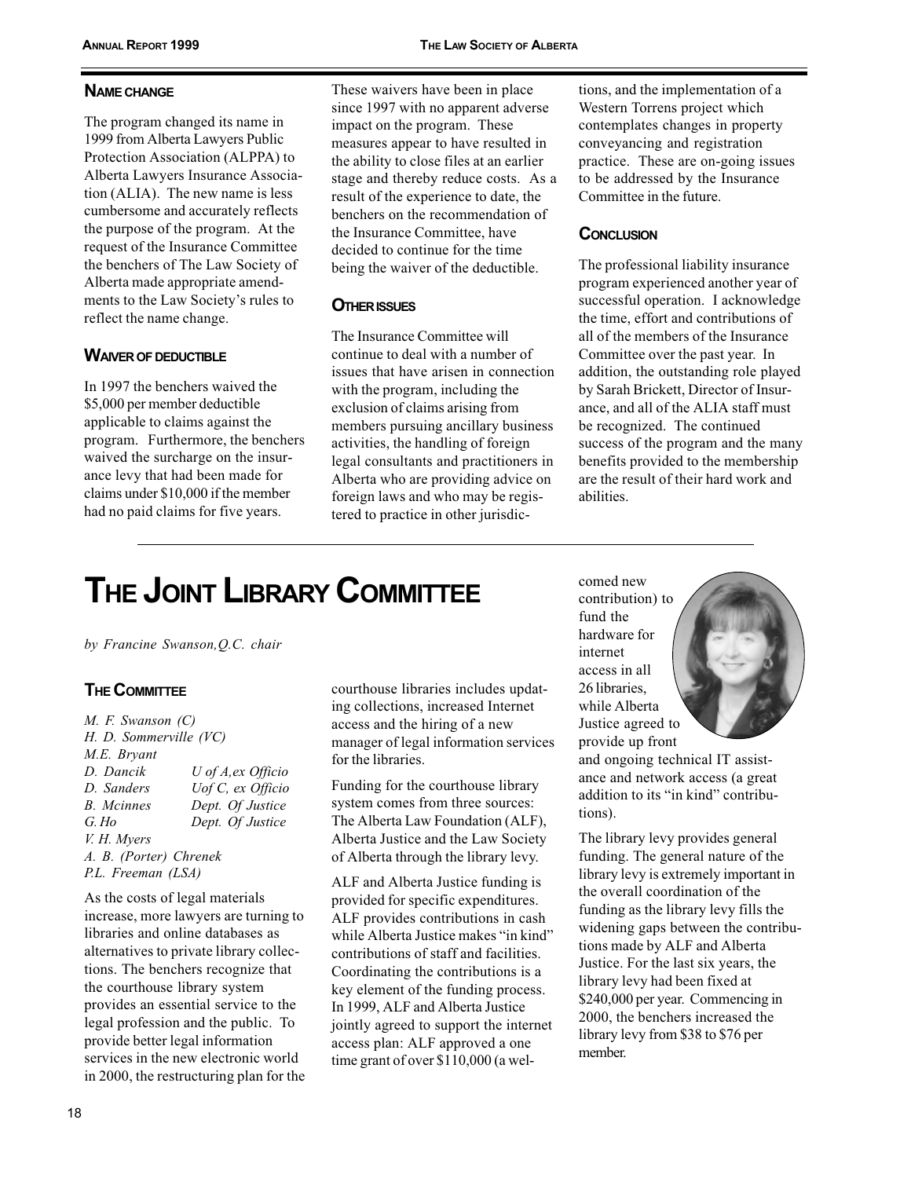### Name Change

The program changed its name in 1999 from Alberta Lawyers Public Protection Association (ALPPA) to Alberta Lawyers Insurance Association (ALIA). The new name is less cumbersome and accurately reflects the purpose of the program. At the request of the Insurance Committee the benchers of The Law Society of Alberta made appropriate amendments to the Law Society's rules to reflect the name change.

### Waiver of Deductible

In 1997 the benchers waived the $5,000 per member deductible applicable to claims against the program. Furthermore, the benchers waived the surcharge on the insurance levy that had been made for claims under $10,000 if the member had no paid claims for five years. These waivers have been in place since 1997 with no apparent adverse impact on the program. These measures appear to have resulted in the ability to close files at an earlier stage and thereby reduce costs. As a result of the experience to date, the benchers on the recommendation of the Insurance Committee, have decided to continue for the time being the waiver of the deductible.

### Other Issues

The Insurance Committee will continue to deal with a number of issues that have arisen in connection with the program, including the exclusion of claims arising from members pursuing ancillary business activities, the handling of foreign legal consultants and practitioners in Alberta who are providing advice on foreign laws and who may be registered to practice in other jurisdictions, and the implementation of a Western Torrens project which contemplates changes in property conveyancing and registration practice. These are on-going issues to be addressed by the Insurance Committee in the future.

### Conclusion

The professional liability insurance program experienced another year of successful operation. I acknowledge the time, effort and contributions of all of the members of the Insurance Committee over the past year. In addition, the outstanding role played by Sarah Brickett, Director of Insurance, and all of the ALIA staff must be recognized. The continued success of the program and the many benefits provided to the membership are the result of their hard work and abilities.

---

# The Joint Library Committee

*by Francine Swanson,Q.C. chair*

### The Committee

*M. F. Swanson (C)*
*H. D. Sommerville (VC)*
*M.E. Bryant*
*D. Dancik* — *U of A,ex Officio*
*D. Sanders* — *Uof C, ex Officio*
*B. Mcinnes* — *Dept. Of Justice*
*G. Ho* — *Dept. Of Justice*
*V. H. Myers*
*A. B. (Porter) Chrenek*
*P.L. Freeman (LSA)*

As the costs of legal materials increase, more lawyers are turning to libraries and online databases as alternatives to private library collections. The benchers recognize that the courthouse library system provides an essential service to the legal profession and the public. To provide better legal information services in the new electronic world in 2000, the restructuring plan for the courthouse libraries includes updating collections, increased Internet access and the hiring of a new manager of legal information services for the libraries.

Funding for the courthouse library system comes from three sources: The Alberta Law Foundation (ALF), Alberta Justice and the Law Society of Alberta through the library levy.

ALF and Alberta Justice funding is provided for specific expenditures. ALF provides contributions in cash while Alberta Justice makes "in kind" contributions of staff and facilities. Coordinating the contributions is a key element of the funding process. In 1999, ALF and Alberta Justice jointly agreed to support the internet access plan: ALF approved a one time grant of over $110,000 (a welcomed new contribution) to fund the hardware for internet access in all 26 libraries, while Alberta Justice agreed to provide up front and ongoing technical IT assistance and network access (a great addition to its "in kind" contributions).

The library levy provides general funding. The general nature of the library levy is extremely important in the overall coordination of the funding as the library levy fills the widening gaps between the contributions made by ALF and Alberta Justice. For the last six years, the library levy had been fixed at $240,000 per year. Commencing in 2000, the benchers increased the library levy from $38 to $76 per member.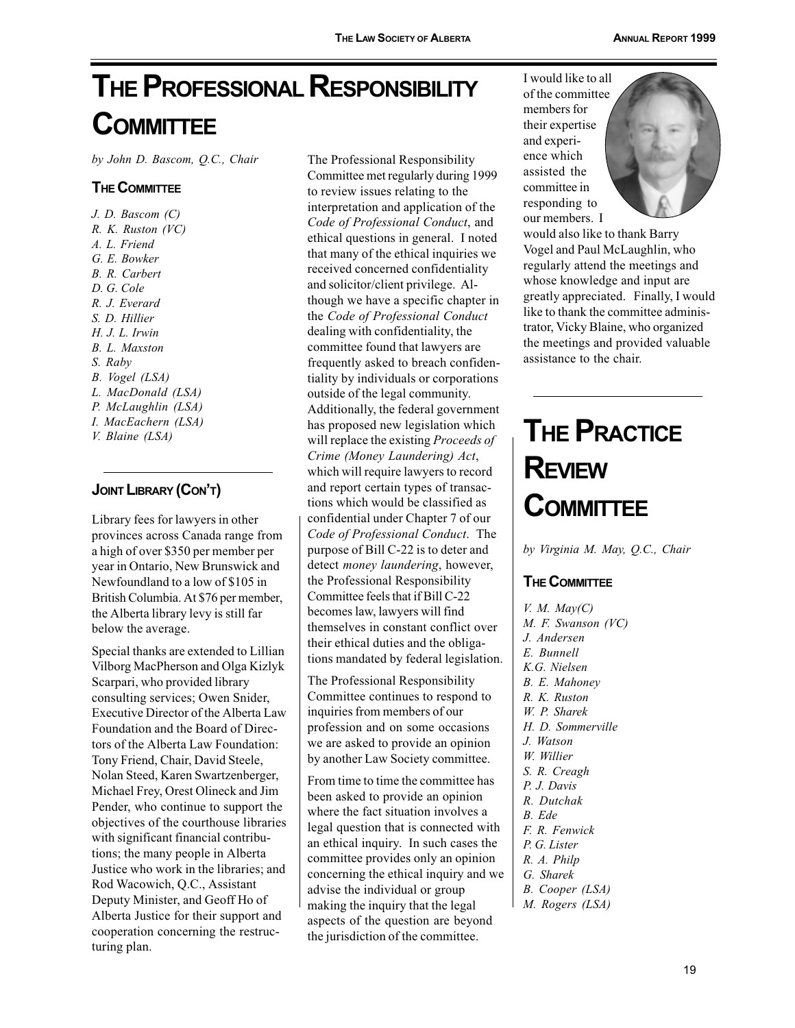# THE PROFESSIONAL RESPONSIBILITY COMMITTEE

*by John D. Bascom, Q.C., Chair*

### THE COMMITTEE

*J. D. Bascom (C)*
*R. K. Ruston (VC)*
*A. L. Friend*
*G. E. Bowker*
*B. R. Carbert*
*D. G. Cole*
*R. J. Everard*
*S. D. Hillier*
*H. J. L. Irwin*
*B. L. Maxston*
*S. Raby*
*B. Vogel (LSA)*
*L. MacDonald (LSA)*
*P. McLaughlin (LSA)*
*I. MacEachern (LSA)*
*V. Blaine (LSA)*

The Professional Responsibility Committee met regularly during 1999 to review issues relating to the interpretation and application of the *Code of Professional Conduct*, and ethical questions in general. I noted that many of the ethical inquiries we received concerned confidentiality and solicitor/client privilege. Although we have a specific chapter in the *Code of Professional Conduct* dealing with confidentiality, the committee found that lawyers are frequently asked to breach confidentiality by individuals or corporations outside of the legal community. Additionally, the federal government has proposed new legislation which will replace the existing *Proceeds of Crime (Money Laundering) Act*, which will require lawyers to record and report certain types of transactions which would be classified as confidential under Chapter 7 of our *Code of Professional Conduct*. The purpose of Bill C-22 is to deter and detect *money laundering*, however, the Professional Responsibility Committee feels that if Bill C-22 becomes law, lawyers will find themselves in constant conflict over their ethical duties and the obligations mandated by federal legislation.

The Professional Responsibility Committee continues to respond to inquiries from members of our profession and on some occasions we are asked to provide an opinion by another Law Society committee.

From time to time the committee has been asked to provide an opinion where the fact situation involves a legal question that is connected with an ethical inquiry. In such cases the committee provides only an opinion concerning the ethical inquiry and we advise the individual or group making the inquiry that the legal aspects of the question are beyond the jurisdiction of the committee.

I would like to all of the committee members for their expertise and experience which assisted the committee in responding to our members. I would also like to thank Barry Vogel and Paul McLaughlin, who regularly attend the meetings and whose knowledge and input are greatly appreciated. Finally, I would like to thank the committee administrator, Vicky Blaine, who organized the meetings and provided valuable assistance to the chair.

### JOINT LIBRARY (CON'T)

Library fees for lawyers in other provinces across Canada range from a high of over $350 per member per year in Ontario, New Brunswick and Newfoundland to a low of $105 in British Columbia. At $76 per member, the Alberta library levy is still far below the average.

Special thanks are extended to Lillian Vilborg MacPherson and Olga Kizlyk Scarpari, who provided library consulting services; Owen Snider, Executive Director of the Alberta Law Foundation and the Board of Directors of the Alberta Law Foundation: Tony Friend, Chair, David Steele, Nolan Steed, Karen Swartzenberger, Michael Frey, Orest Olineck and Jim Pender, who continue to support the objectives of the courthouse libraries with significant financial contributions; the many people in Alberta Justice who work in the libraries; and Rod Wacowich, Q.C., Assistant Deputy Minister, and Geoff Ho of Alberta Justice for their support and cooperation concerning the restructuring plan.

# THE PRACTICE REVIEW COMMITTEE

*by Virginia M. May, Q.C., Chair*

### THE COMMITTEE

*V. M. May(C)*
*M. F. Swanson (VC)*
*J. Andersen*
*E. Bunnell*
*K.G. Nielsen*
*B. E. Mahoney*
*R. K. Ruston*
*W. P. Sharek*
*H. D. Sommerville*
*J. Watson*
*W. Willier*
*S. R. Creagh*
*P. J. Davis*
*R. Dutchak*
*B. Ede*
*F. R. Fenwick*
*P. G. Lister*
*R. A. Philp*
*G. Sharek*
*B. Cooper (LSA)*
*M. Rogers (LSA)*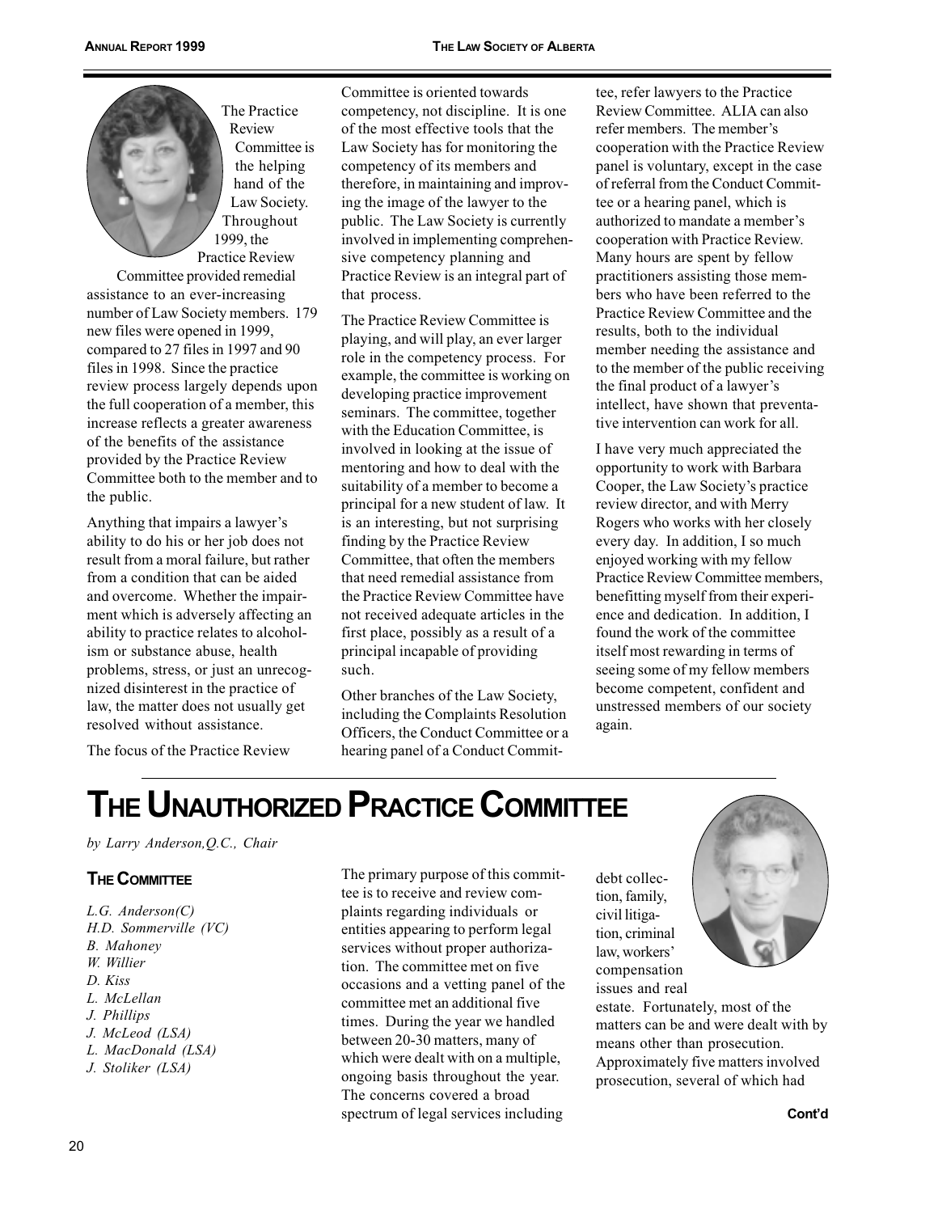The Practice Review Committee is the helping hand of the Law Society. Throughout 1999, the Practice Review Committee provided remedial assistance to an ever-increasing number of Law Society members. 179 new files were opened in 1999, compared to 27 files in 1997 and 90 files in 1998. Since the practice review process largely depends upon the full cooperation of a member, this increase reflects a greater awareness of the benefits of the assistance provided by the Practice Review Committee both to the member and to the public.

Anything that impairs a lawyer's ability to do his or her job does not result from a moral failure, but rather from a condition that can be aided and overcome. Whether the impairment which is adversely affecting an ability to practice relates to alcoholism or substance abuse, health problems, stress, or just an unrecognized disinterest in the practice of law, the matter does not usually get resolved without assistance.

The focus of the Practice Review Committee is oriented towards competency, not discipline. It is one of the most effective tools that the Law Society has for monitoring the competency of its members and therefore, in maintaining and improving the image of the lawyer to the public. The Law Society is currently involved in implementing comprehensive competency planning and Practice Review is an integral part of that process.

The Practice Review Committee is playing, and will play, an ever larger role in the competency process. For example, the committee is working on developing practice improvement seminars. The committee, together with the Education Committee, is involved in looking at the issue of mentoring and how to deal with the suitability of a member to become a principal for a new student of law. It is an interesting, but not surprising finding by the Practice Review Committee, that often the members that need remedial assistance from the Practice Review Committee have not received adequate articles in the first place, possibly as a result of a principal incapable of providing such.

Other branches of the Law Society, including the Complaints Resolution Officers, the Conduct Committee or a hearing panel of a Conduct Committee, refer lawyers to the Practice Review Committee. ALIA can also refer members. The member's cooperation with the Practice Review panel is voluntary, except in the case of referral from the Conduct Committee or a hearing panel, which is authorized to mandate a member's cooperation with Practice Review. Many hours are spent by fellow practitioners assisting those members who have been referred to the Practice Review Committee and the results, both to the individual member needing the assistance and to the member of the public receiving the final product of a lawyer's intellect, have shown that preventative intervention can work for all.

I have very much appreciated the opportunity to work with Barbara Cooper, the Law Society's practice review director, and with Merry Rogers who works with her closely every day. In addition, I so much enjoyed working with my fellow Practice Review Committee members, benefitting myself from their experience and dedication. In addition, I found the work of the committee itself most rewarding in terms of seeing some of my fellow members become competent, confident and unstressed members of our society again.

# THE UNAUTHORIZED PRACTICE COMMITTEE

*by Larry Anderson, Q.C., Chair*

## THE COMMITTEE

*L.G. Anderson (C)*
*H.D. Sommerville (VC)*
*B. Mahoney*
*W. Willier*
*D. Kiss*
*L. McLellan*
*J. Phillips*
*J. McLeod (LSA)*
*L. MacDonald (LSA)*
*J. Stoliker (LSA)*

The primary purpose of this committee is to receive and review complaints regarding individuals or entities appearing to perform legal services without proper authorization. The committee met on five occasions and a vetting panel of the committee met an additional five times. During the year we handled between 20-30 matters, many of which were dealt with on a multiple, ongoing basis throughout the year. The concerns covered a broad spectrum of legal services including debt collection, family, civil litigation, criminal law, workers' compensation issues and real estate. Fortunately, most of the matters can be and were dealt with by means other than prosecution. Approximately five matters involved prosecution, several of which had

**Cont'd**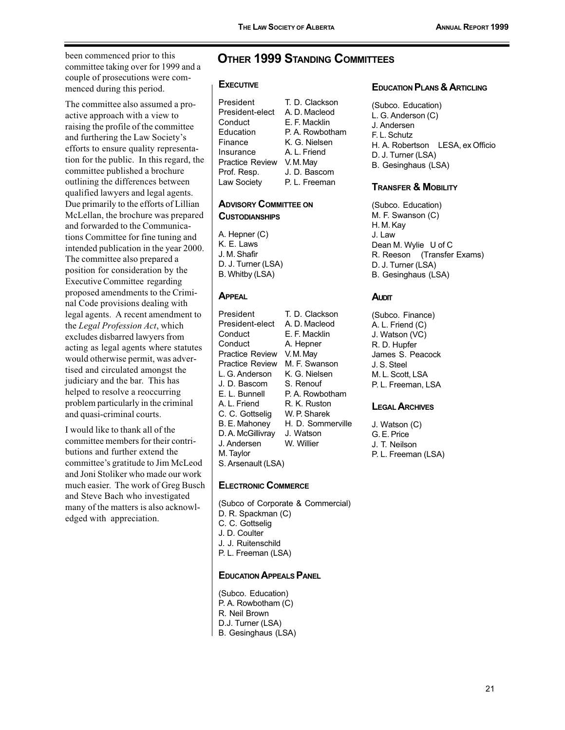been commenced prior to this committee taking over for 1999 and a couple of prosecutions were commenced during this period.

The committee also assumed a proactive approach with a view to raising the profile of the committee and furthering the Law Society's efforts to ensure quality representation for the public. In this regard, the committee published a brochure outlining the differences between qualified lawyers and legal agents. Due primarily to the efforts of Lillian McLellan, the brochure was prepared and forwarded to the Communications Committee for fine tuning and intended publication in the year 2000. The committee also prepared a position for consideration by the Executive Committee regarding proposed amendments to the Criminal Code provisions dealing with legal agents. A recent amendment to the *Legal Profession Act*, which excludes disbarred lawyers from acting as legal agents where statutes would otherwise permit, was advertised and circulated amongst the judiciary and the bar. This has helped to resolve a reoccurring problem particularly in the criminal and quasi-criminal courts.

I would like to thank all of the committee members for their contributions and further extend the committee's gratitude to Jim McLeod and Joni Stoliker who made our work much easier. The work of Greg Busch and Steve Bach who investigated many of the matters is also acknowledged with appreciation.

# Other 1999 Standing Committees

## Executive

| | |
|---|---|
| President | T. D. Clackson |
| President-elect | A. D. Macleod |
| Conduct | E. F. Macklin |
| Education | P. A. Rowbotham |
| Finance | K. G. Nielsen |
| Insurance | A. L. Friend |
| Practice Review | V. M. May |
| Prof. Resp. | J. D. Bascom |
| Law Society | P. L. Freeman |

## Advisory Committee on Custodianships

A. Hepner (C)
K. E. Laws
J. M. Shafir
D. J. Turner (LSA)
B. Whitby (LSA)

## Appeal

| | |
|---|---|
| President | T. D. Clackson |
| President-elect | A. D. Macleod |
| Conduct | E. F. Macklin |
| Conduct | A. Hepner |
| Practice Review | V. M. May |
| Practice Review | M. F. Swanson |
| L. G. Anderson | K. G. Nielsen |
| J. D. Bascom | S. Renouf |
| E. L. Bunnell | P. A. Rowbotham |
| A. L. Friend | R. K. Ruston |
| C. C. Gottselig | W. P. Sharek |
| B. E. Mahoney | H. D. Sommerville |
| D. A. McGillivray | J. Watson |
| J. Andersen | W. Willier |
| M. Taylor | |
| S. Arsenault (LSA) | |

## Electronic Commerce

(Subco of Corporate & Commercial)
D. R. Spackman (C)
C. C. Gottselig
J. D. Coulter
J. J. Ruitenschild
P. L. Freeman (LSA)

## Education Appeals Panel

(Subco. Education)
P. A. Rowbotham (C)
R. Neil Brown
D.J. Turner (LSA)
B. Gesinghaus (LSA)

## Education Plans & Articling

(Subco. Education)
L. G. Anderson (C)
J. Andersen
F. L. Schutz
H. A. Robertson LESA, ex Officio
D. J. Turner (LSA)
B. Gesinghaus (LSA)

## Transfer & Mobility

(Subco. Education)
M. F. Swanson (C)
H. M. Kay
J. Law
Dean M. Wylie U of C
R. Reeson (Transfer Exams)
D. J. Turner (LSA)
B. Gesinghaus (LSA)

## Audit

(Subco. Finance)
A. L. Friend (C)
J. Watson (VC)
R. D. Hupfer
James S. Peacock
J. S. Steel
M. L. Scott, LSA
P. L. Freeman, LSA

## Legal Archives

J. Watson (C)
G. E. Price
J. T. Neilson
P. L. Freeman (LSA)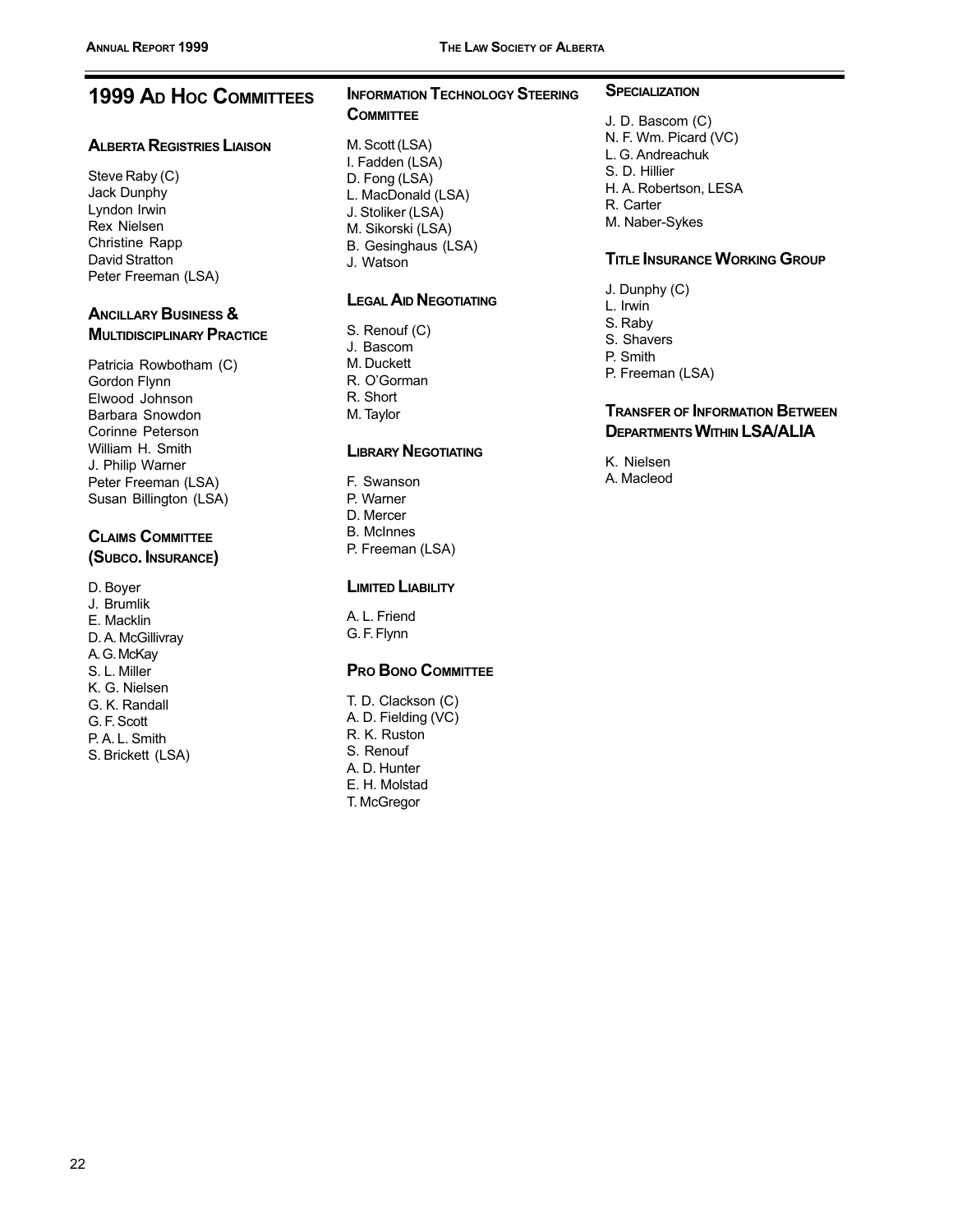# 1999 Ad Hoc Committees

## Alberta Registries Liaison

Steve Raby (C)
Jack Dunphy
Lyndon Irwin
Rex Nielsen
Christine Rapp
David Stratton
Peter Freeman (LSA)

## Ancillary Business & Multidisciplinary Practice

Patricia Rowbotham (C)
Gordon Flynn
Elwood Johnson
Barbara Snowdon
Corinne Peterson
William H. Smith
J. Philip Warner
Peter Freeman (LSA)
Susan Billington (LSA)

## Claims Committee (Subco. Insurance)

D. Boyer
J. Brumlik
E. Macklin
D. A. McGillivray
A. G. McKay
S. L. Miller
K. G. Nielsen
G. K. Randall
G. F. Scott
P. A. L. Smith
S. Brickett (LSA)

## Information Technology Steering Committee

M. Scott (LSA)
I. Fadden (LSA)
D. Fong (LSA)
L. MacDonald (LSA)
J. Stoliker (LSA)
M. Sikorski (LSA)
B. Gesinghaus (LSA)
J. Watson

## Legal Aid Negotiating

S. Renouf (C)
J. Bascom
M. Duckett
R. O'Gorman
R. Short
M. Taylor

## Library Negotiating

F. Swanson
P. Warner
D. Mercer
B. McInnes
P. Freeman (LSA)

## Limited Liability

A. L. Friend
G. F. Flynn

## Pro Bono Committee

T. D. Clackson (C)
A. D. Fielding (VC)
R. K. Ruston
S. Renouf
A. D. Hunter
E. H. Molstad
T. McGregor

## Specialization

J. D. Bascom (C)
N. F. Wm. Picard (VC)
L. G. Andreachuk
S. D. Hillier
H. A. Robertson, LESA
R. Carter
M. Naber-Sykes

## Title Insurance Working Group

J. Dunphy (C)
L. Irwin
S. Raby
S. Shavers
P. Smith
P. Freeman (LSA)

## Transfer of Information Between Departments Within LSA/ALIA

K. Nielsen
A. Macleod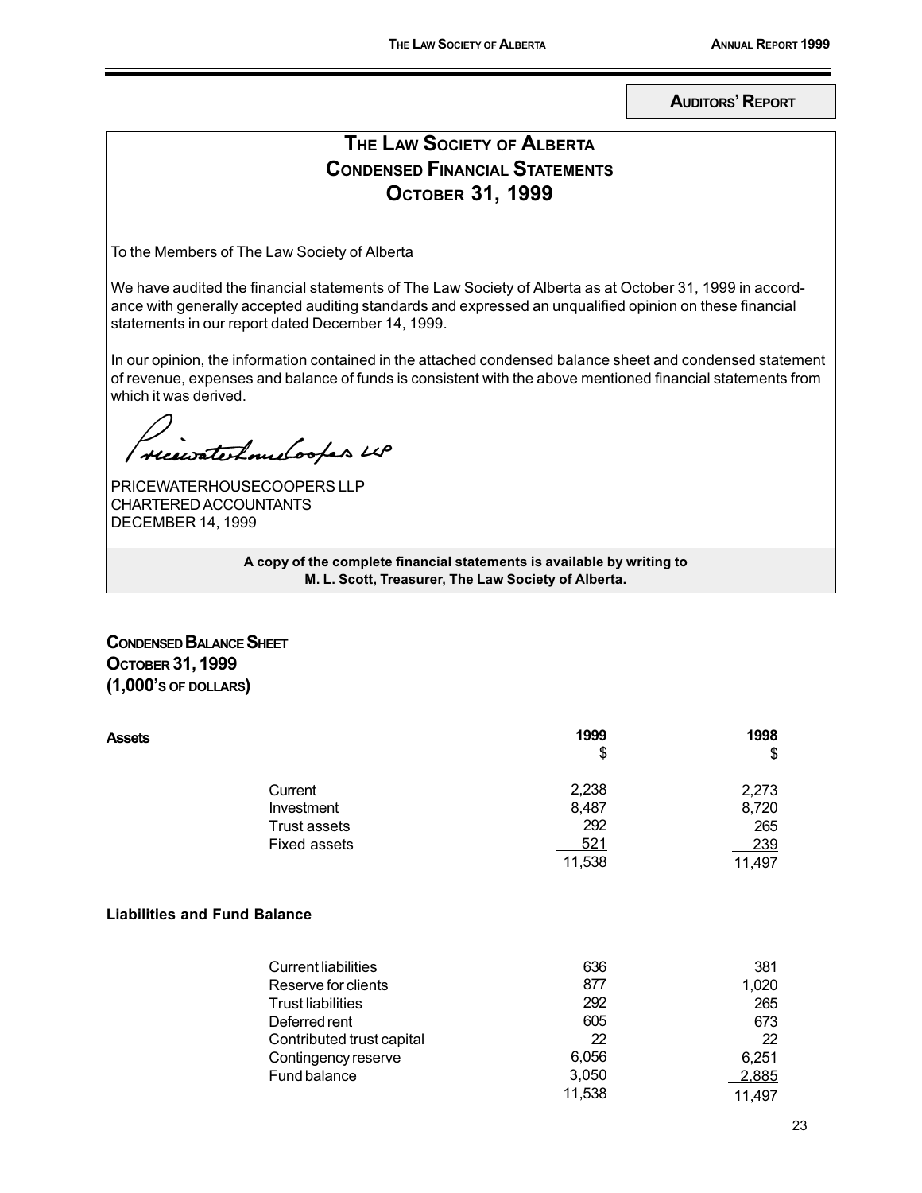**AUDITORS' REPORT**

# THE LAW SOCIETY OF ALBERTA
## CONDENSED FINANCIAL STATEMENTS
## OCTOBER 31, 1999

To the Members of The Law Society of Alberta

We have audited the financial statements of The Law Society of Alberta as at October 31, 1999 in accordance with generally accepted auditing standards and expressed an unqualified opinion on these financial statements in our report dated December 14, 1999.

In our opinion, the information contained in the attached condensed balance sheet and condensed statement of revenue, expenses and balance of funds is consistent with the above mentioned financial statements from which it was derived.

PricewaterhouseCoopers LLP

PRICEWATERHOUSECOOPERS LLP
CHARTERED ACCOUNTANTS
DECEMBER 14, 1999

**A copy of the complete financial statements is available by writing to M. L. Scott, Treasurer, The Law Society of Alberta.**

## CONDENSED BALANCE SHEET
## OCTOBER 31, 1999
## (1,000's OF DOLLARS)

| **Assets** | **1999** $ | **1998** $ |
|---|---|---|
| Current | 2,238 | 2,273 |
| Investment | 8,487 | 8,720 |
| Trust assets | 292 | 265 |
| Fixed assets | 521 | 239 |
| | 11,538 | 11,497 |

| **Liabilities and Fund Balance** | **1999** $ | **1998** $ |
|---|---|---|
| Current liabilities | 636 | 381 |
| Reserve for clients | 877 | 1,020 |
| Trust liabilities | 292 | 265 |
| Deferred rent | 605 | 673 |
| Contributed trust capital | 22 | 22 |
| Contingency reserve | 6,056 | 6,251 |
| Fund balance | 3,050 | 2,885 |
| | 11,538 | 11,497 |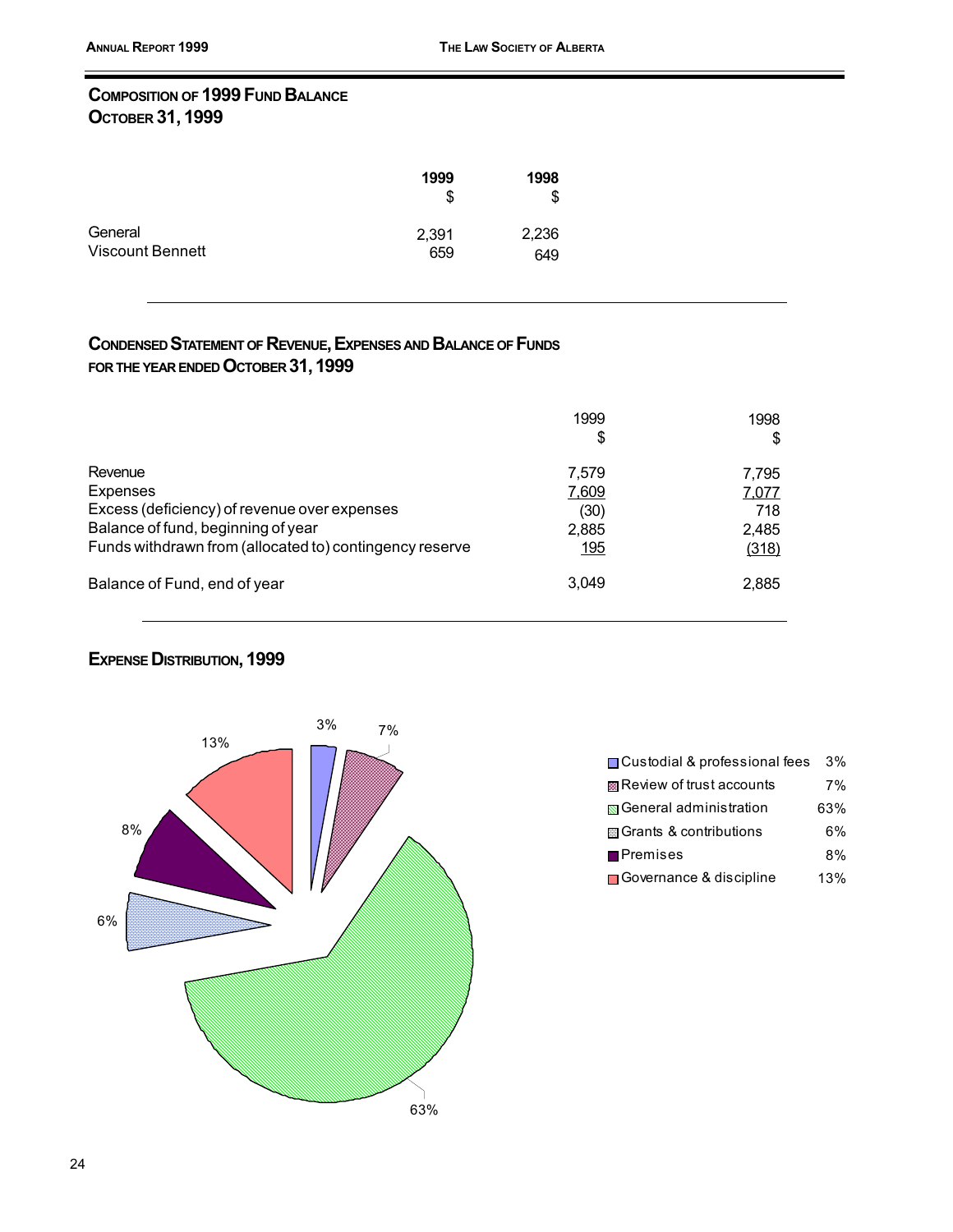## Composition of 1999 Fund Balance
## October 31, 1999

| | 1999 $ | 1998 $ |
|---|---|---|
| General | 2,391 | 2,236 |
| Viscount Bennett | 659 | 649 |

## Condensed Statement of Revenue, Expenses and Balance of Funds
### for the year ended October 31, 1999

| | 1999 $ | 1998 $ |
|---|---|---|
| Revenue | 7,579 | 7,795 |
| Expenses | 7,609 | 7,077 |
| Excess (deficiency) of revenue over expenses | (30) | 718 |
| Balance of fund, beginning of year | 2,885 | 2,485 |
| Funds withdrawn from (allocated to) contingency reserve | 195 | (318) |
| Balance of Fund, end of year | 3,049 | 2,885 |

## Expense Distribution, 1999

| Category | % |
|---|---|
| Custodial & professional fees | 3% |
| Review of trust accounts | 7% |
| General administration | 63% |
| Grants & contributions | 6% |
| Premises | 8% |
| Governance & discipline | 13% |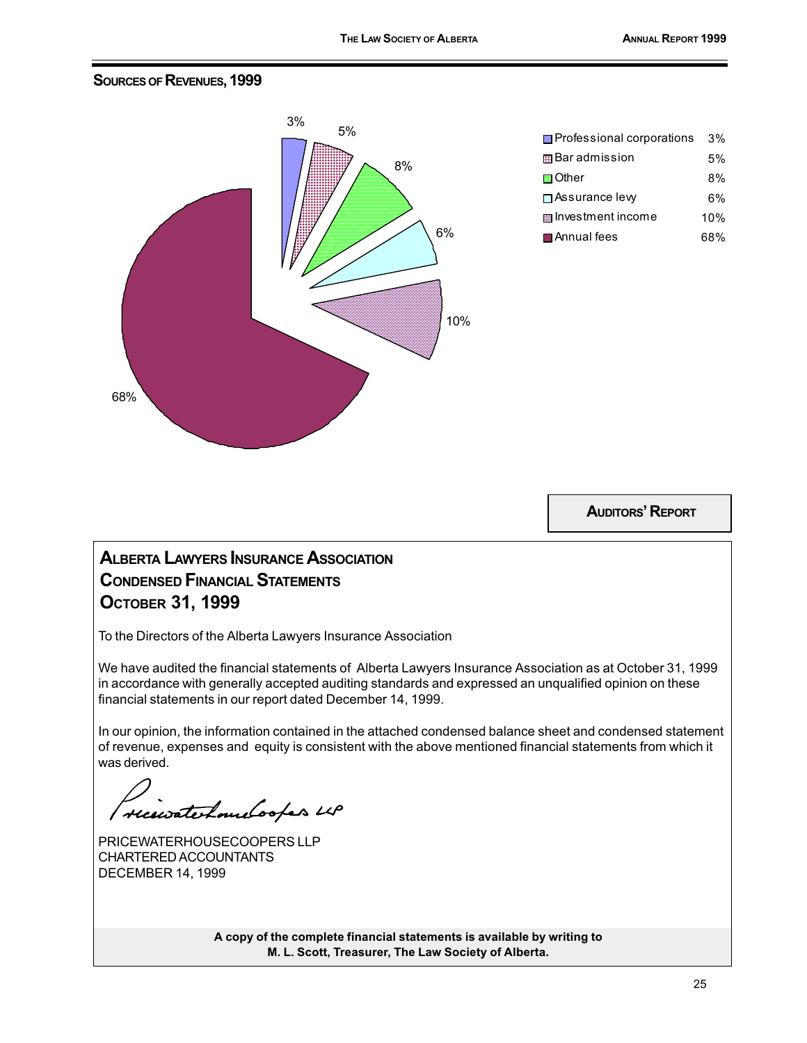## SOURCES OF REVENUES, 1999

| Source | % |
|---|---|
| Professional corporations | 3% |
| Bar admission | 5% |
| Other | 8% |
| Assurance levy | 6% |
| Investment income | 10% |
| Annual fees | 68% |

**AUDITORS' REPORT**

## ALBERTA LAWYERS INSURANCE ASSOCIATION
## CONDENSED FINANCIAL STATEMENTS
## OCTOBER 31, 1999

To the Directors of the Alberta Lawyers Insurance Association

We have audited the financial statements of Alberta Lawyers Insurance Association as at October 31, 1999 in accordance with generally accepted auditing standards and expressed an unqualified opinion on these financial statements in our report dated December 14, 1999.

In our opinion, the information contained in the attached condensed balance sheet and condensed statement of revenue, expenses and equity is consistent with the above mentioned financial statements from which it was derived.

PricewaterhouseCoopers LLP

PRICEWATERHOUSECOOPERS LLP
CHARTERED ACCOUNTANTS
DECEMBER 14, 1999

**A copy of the complete financial statements is available by writing to M. L. Scott, Treasurer, The Law Society of Alberta.**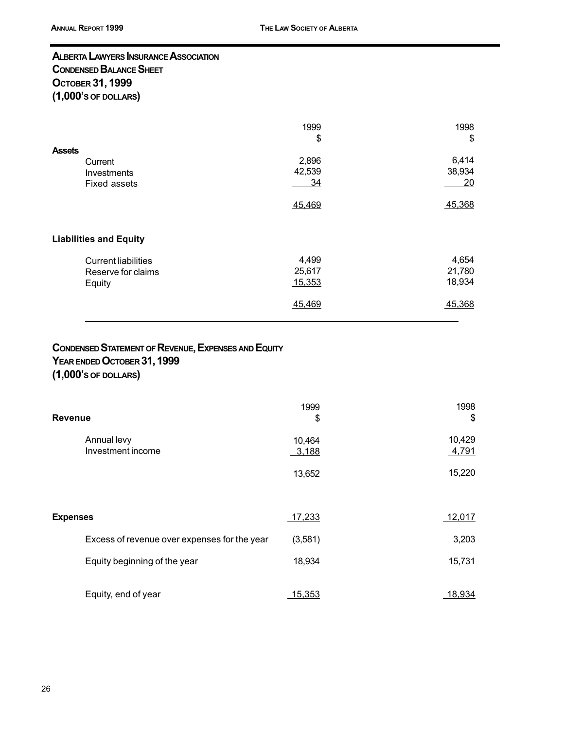## ALBERTA LAWYERS INSURANCE ASSOCIATION
## CONDENSED BALANCE SHEET
## OCTOBER 31, 1999
## (1,000'S OF DOLLARS)

| | 1999<br>$ | 1998<br>$ |
|---|---|---|
| **Assets** | | |
| Current | 2,896 | 6,414 |
| Investments | 42,539 | 38,934 |
| Fixed assets | 34 | 20 |
| | 45,469 | 45,368 |
| **Liabilities and Equity** | | |
| Current liabilities | 4,499 | 4,654 |
| Reserve for claims | 25,617 | 21,780 |
| Equity | 15,353 | 18,934 |
| | 45,469 | 45,368 |

## CONDENSED STATEMENT OF REVENUE, EXPENSES AND EQUITY
## YEAR ENDED OCTOBER 31, 1999
## (1,000'S OF DOLLARS)

| | 1999<br>$ | 1998<br>$ |
|---|---|---|
| **Revenue** | | |
| Annual levy | 10,464 | 10,429 |
| Investment income | 3,188 | 4,791 |
| | 13,652 | 15,220 |
| **Expenses** | 17,233 | 12,017 |
| Excess of revenue over expenses for the year | (3,581) | 3,203 |
| Equity beginning of the year | 18,934 | 15,731 |
| Equity, end of year | 15,353 | 18,934 |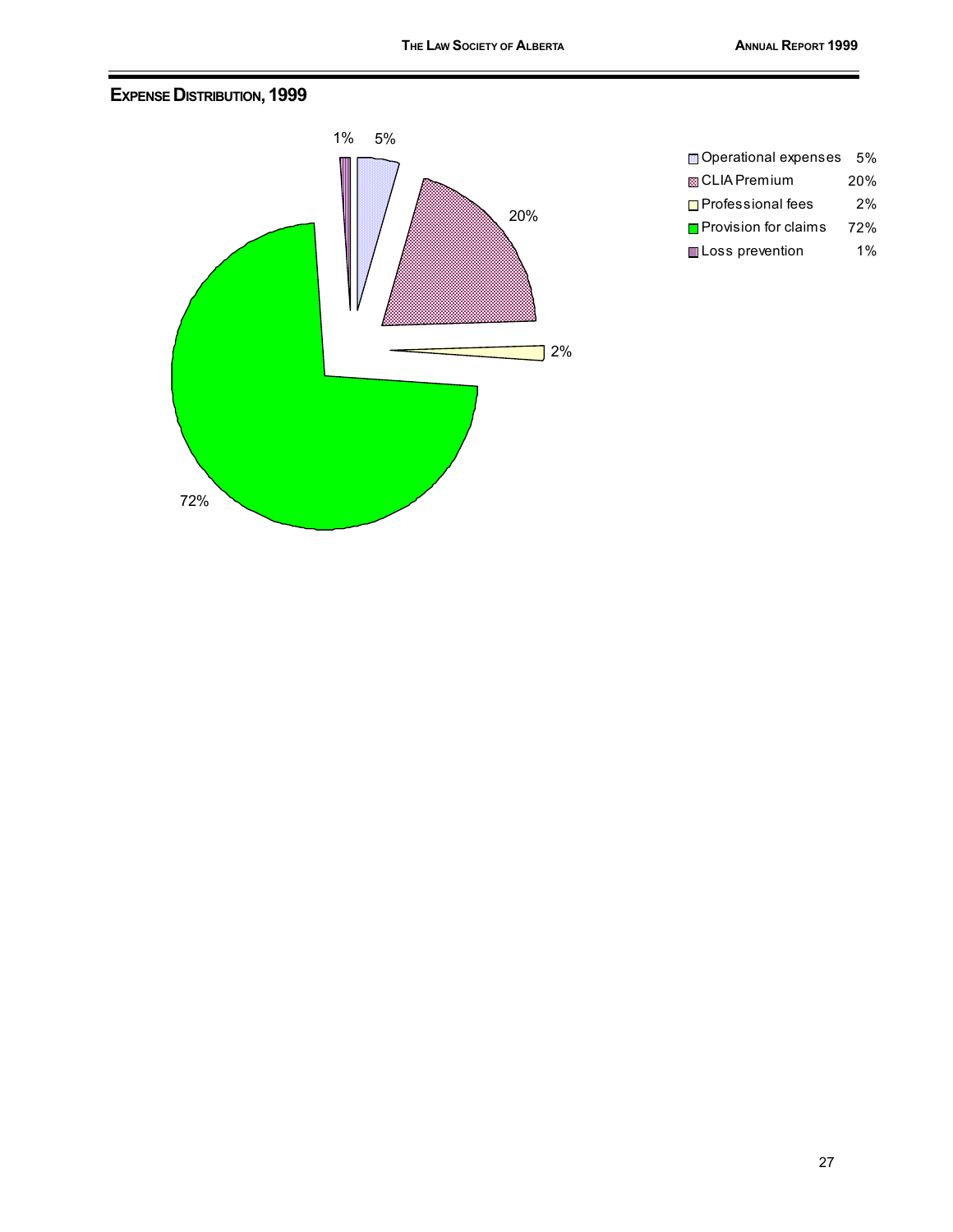## Expense Distribution, 1999

| Category | Percentage |
|---|---|
| Operational expenses | 5% |
| CLIA Premium | 20% |
| Professional fees | 2% |
| Provision for claims | 72% |
| Loss prevention | 1% |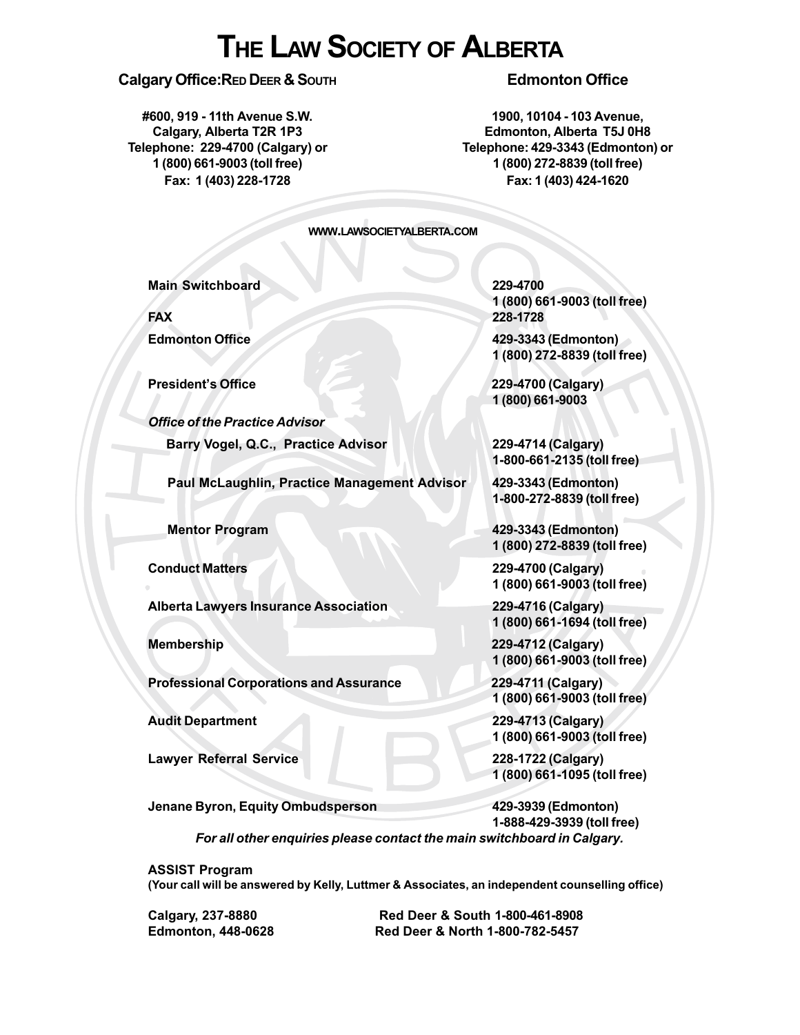# THE LAW SOCIETY OF ALBERTA

**Calgary Office: RED DEER & SOUTH**

**#600, 919 - 11th Avenue S.W.**
**Calgary, Alberta T2R 1P3**
**Telephone: 229-4700 (Calgary) or**
**1 (800) 661-9003 (toll free)**
**Fax: 1 (403) 228-1728**

**Edmonton Office**

**1900, 10104 - 103 Avenue,**
**Edmonton, Alberta T5J 0H8**
**Telephone: 429-3343 (Edmonton) or**
**1 (800) 272-8839 (toll free)**
**Fax: 1 (403) 424-1620**

**WWW.LAWSOCIETYALBERTA.COM**

| | |
|---|---|
| **Main Switchboard** | **229-4700**<br>**1 (800) 661-9003 (toll free)** |
| **FAX** | **228-1728** |
| **Edmonton Office** | **429-3343 (Edmonton)**<br>**1 (800) 272-8839 (toll free)** |
| **President's Office** | **229-4700 (Calgary)**<br>**1 (800) 661-9003** |
| ***Office of the Practice Advisor*** | |
| **Barry Vogel, Q.C., Practice Advisor** | **229-4714 (Calgary)**<br>**1-800-661-2135 (toll free)** |
| **Paul McLaughlin, Practice Management Advisor** | **429-3343 (Edmonton)**<br>**1-800-272-8839 (toll free)** |
| **Mentor Program** | **429-3343 (Edmonton)**<br>**1 (800) 272-8839 (toll free)** |
| **Conduct Matters** | **229-4700 (Calgary)**<br>**1 (800) 661-9003 (toll free)** |
| **Alberta Lawyers Insurance Association** | **229-4716 (Calgary)**<br>**1 (800) 661-1694 (toll free)** |
| **Membership** | **229-4712 (Calgary)**<br>**1 (800) 661-9003 (toll free)** |
| **Professional Corporations and Assurance** | **229-4711 (Calgary)**<br>**1 (800) 661-9003 (toll free)** |
| **Audit Department** | **229-4713 (Calgary)**<br>**1 (800) 661-9003 (toll free)** |
| **Lawyer Referral Service** | **228-1722 (Calgary)**<br>**1 (800) 661-1095 (toll free)** |
| **Jenane Byron, Equity Ombudsperson** | **429-3939 (Edmonton)**<br>**1-888-429-3939 (toll free)** |

***For all other enquiries please contact the main switchboard in Calgary.***

**ASSIST Program**
**(Your call will be answered by Kelly, Luttmer & Associates, an independent counselling office)**

| | |
|---|---|
| **Calgary, 237-8880** | **Red Deer & South 1-800-461-8908** |
| **Edmonton, 448-0628** | **Red Deer & North 1-800-782-5457** |